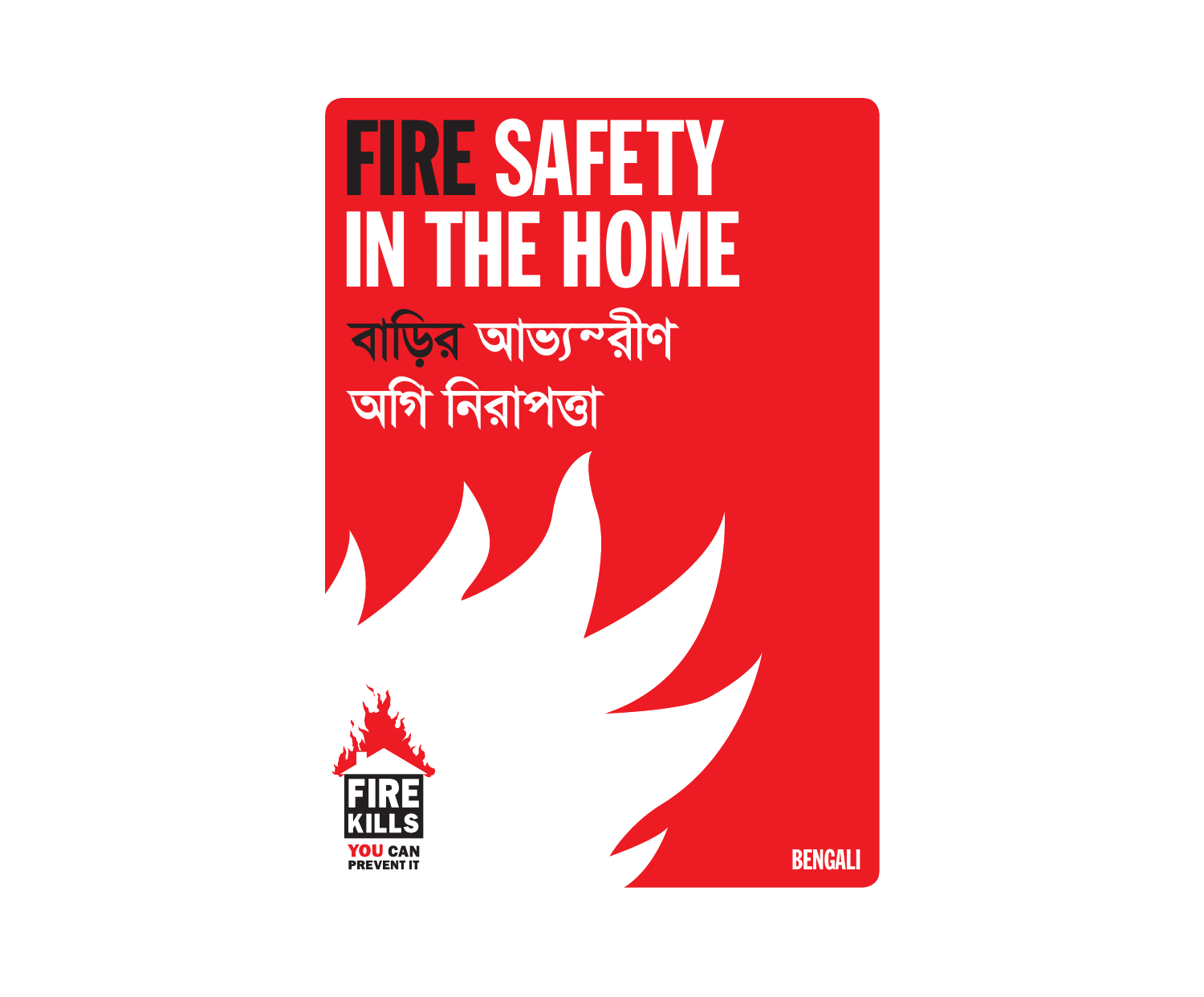# FIRE SAFETY IN THE HOME

# বাড়ির আভ্যন্তরীণ অগ্নি নিরাপত্তা

FIRE KILLS

YOU CAN PREVENT IT

BENGALI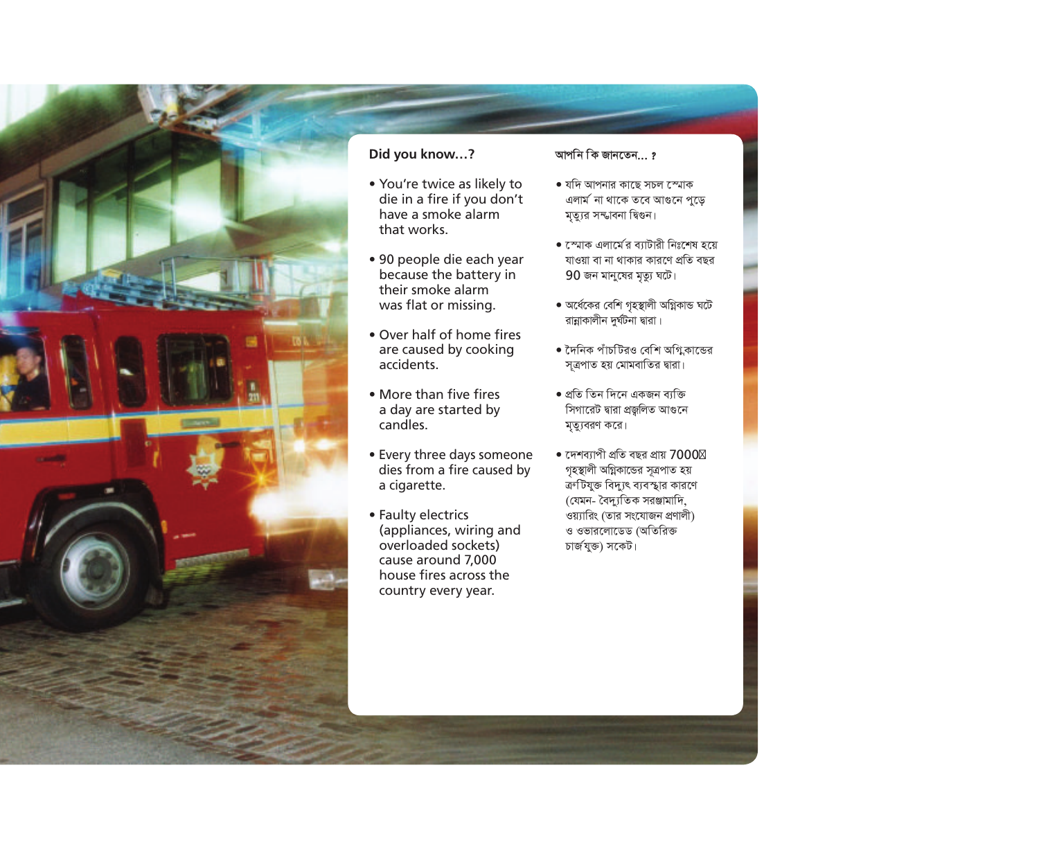## Did you know...?

- You're twice as likely to die in a fire if you don't have a smoke alarm that works.
- 90 people die each year because the battery in their smoke alarm was flat or missing.
- Over half of home fires are caused by cooking accidents.
- More than five fires a day are started by candles.
- Every three days someone dies from a fire caused by a cigarette.
- Faulty electrics (appliances, wiring and overloaded sockets) cause around 7,000 house fires across the country every year.

## আপনি কি জানতেন... ?

- যদি আপনার কাছে সচল স্মোক এলার্ম না থাকে তবে আগুনে পুড়ে মৃত্যুর সম্ভাবনা দ্বিগুন।
- স্মোক এলার্মের ব্যাটারী নিঃশেষ হয়ে যাওয়া বা না থাকার কারণে প্রতি বছর 90 জন মানুষের মৃত্যু ঘটে।
- অর্ধেকের বেশি গৃহস্থালী অগ্নিকান্ড ঘটে রান্নাকালীন দুর্ঘটনা দ্বারা।
- দৈনিক পাঁচটিরও বেশি অগ্নিকান্ডের সূত্রপাত হয় মোমবাতির দ্বারা।
- প্রতি তিন দিনে একজন ব্যক্তি সিগারেট দ্বারা প্রজ্বলিত আগুনে মৃত্যুবরণ করে।
- দেশব্যাপী প্রতি বছর প্রায় 7000টি গৃহস্থালী অগ্নিকান্ডের সূত্রপাত হয় ত্রুটিযুক্ত বিদ্যুৎ ব্যবস্থার কারণে (যেমন- বৈদ্যুতিক সরঞ্জামাদি, ওয়্যারিং (তার সংযোজন প্রণালী) ও ওভারলোডেড (অতিরিক্ত চার্জযুক্ত) সকেট।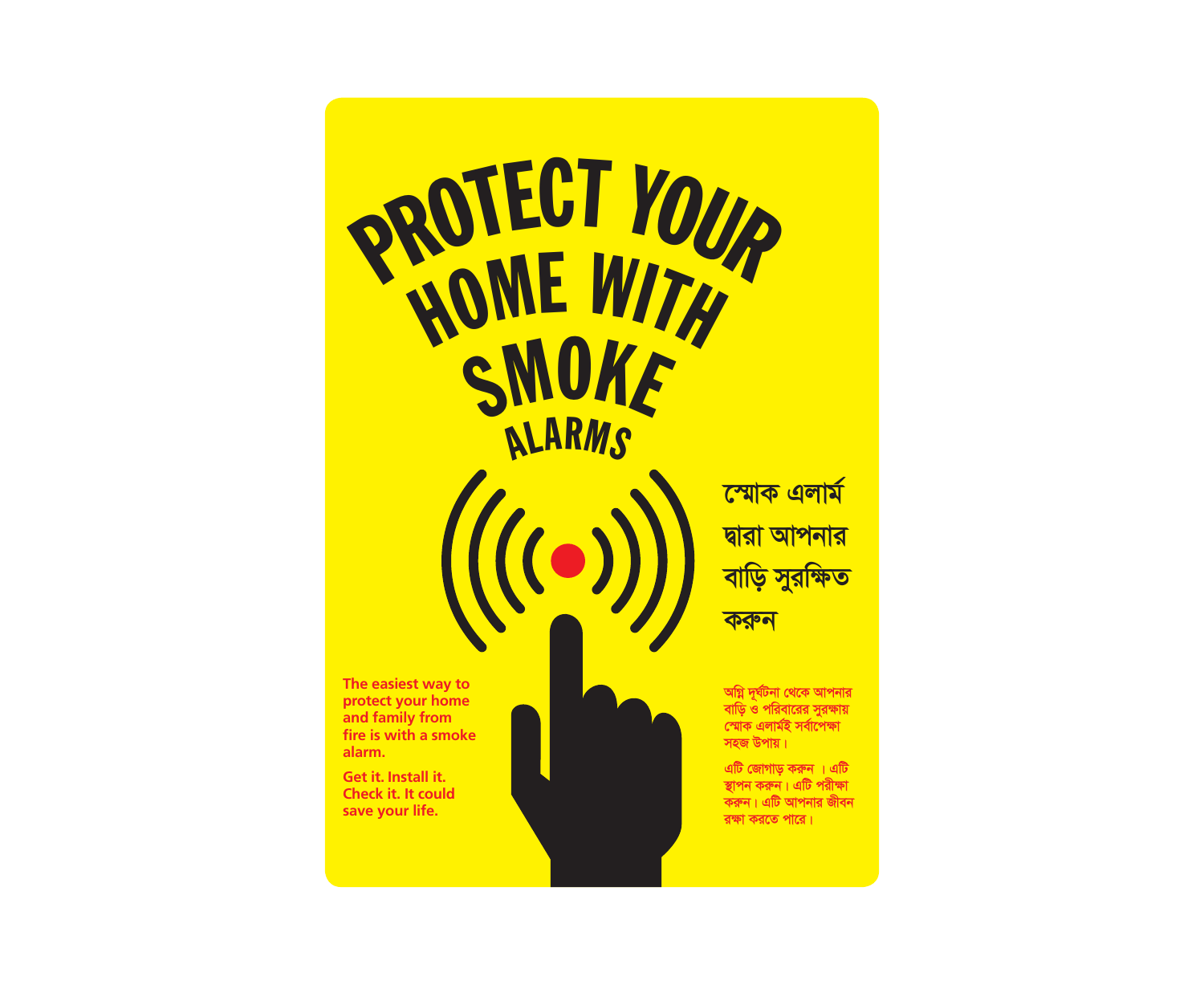# PROTECT YOUR HOME WITH SMOKE ALARMS

# স্মোক এলার্ম দ্বারা আপনার বাড়ি সুরক্ষিত করুন

**The easiest way to protect your home and family from fire is with a smoke alarm.**

**Get it. Install it. Check it. It could save your life.**

**অগ্নি দুর্ঘটনা থেকে আপনার বাড়ি ও পরিবারের সুরক্ষায় স্মোক এলার্মই সর্বাপেক্ষা সহজ উপায়।**

**এটি জোগাড় করুন । এটি স্থাপন করুন। এটি পরীক্ষা করুন। এটি আপনার জীবন রক্ষা করতে পারে।**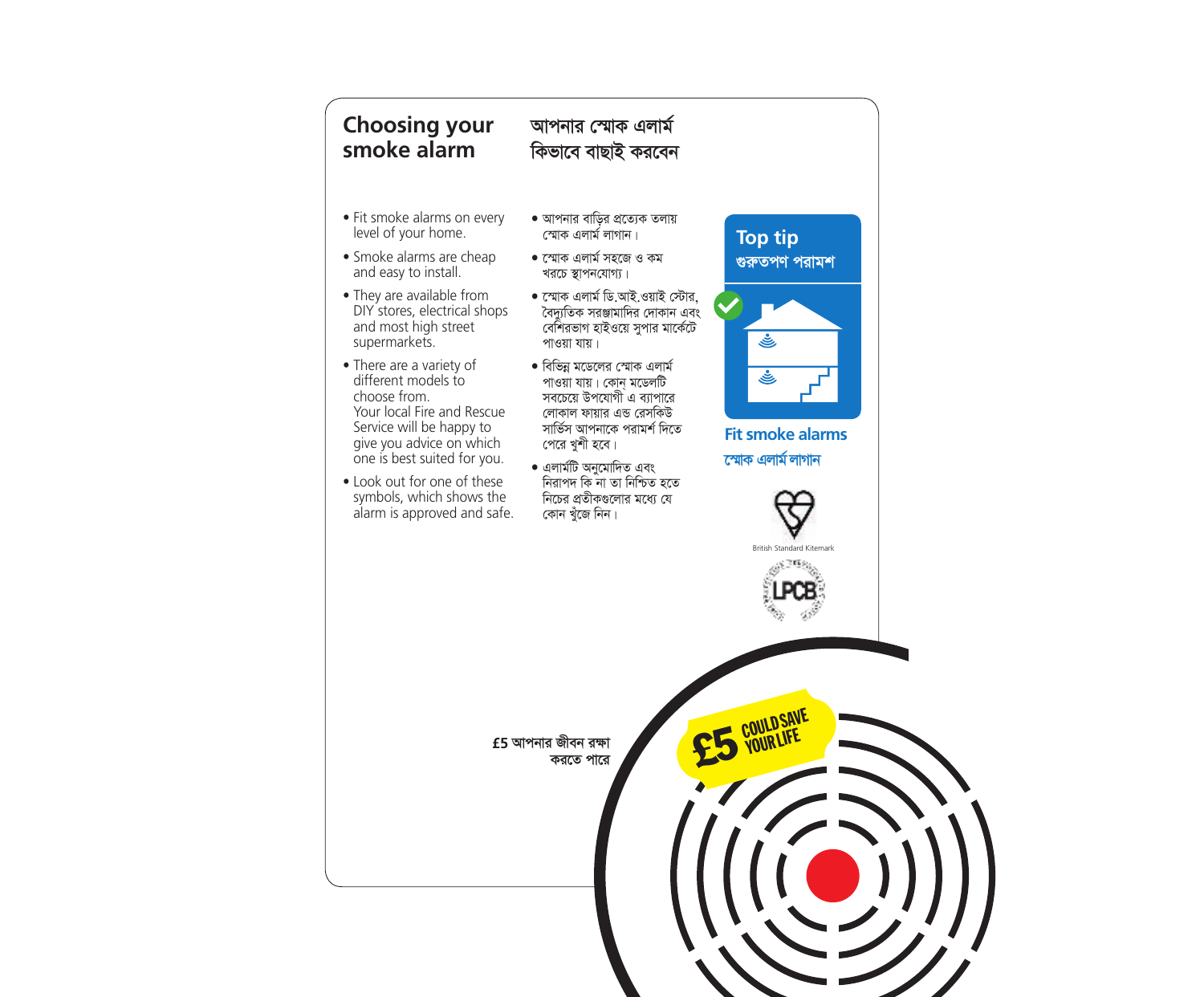## Choosing your smoke alarm

## আপনার স্মোক এলার্ম কিভাবে বাছাই করবেন

- Fit smoke alarms on every level of your home.
- Smoke alarms are cheap and easy to install.
- They are available from DIY stores, electrical shops and most high street supermarkets.
- There are a variety of different models to choose from. Your local Fire and Rescue Service will be happy to give you advice on which one is best suited for you.
- Look out for one of these symbols, which shows the alarm is approved and safe.

- আপনার বাড়ির প্রত্যেক তলায় স্মোক এলার্ম লাগান।
- স্মোক এলার্ম সহজে ও কম খরচে স্থাপনযোগ্য।
- স্মোক এলার্ম ডি.আই.ওয়াই স্টোর, বৈদ্যুতিক সরঞ্জামাদির দোকান এবং বেশিরভাগ হাইওয়ে সুপার মার্কেটে পাওয়া যায়।
- বিভিন্ন মডেলের স্মোক এলার্ম পাওয়া যায়। কোন্ মডেলটি সবচেয়ে উপযোগী এ ব্যাপারে লোকাল ফায়ার এন্ড রেসকিউ সার্ভিস আপনাকে পরামর্শ দিতে পেরে খুশী হবে।
- এলার্মটি অনুমোদিত এবং নিরাপদ কি না তা নিশ্চিত হতে নিচের প্রতীকগুলোর মধ্যে যে কোন খুঁজে নিন।

**Top tip**
**গুরুতপণ পরামশ**

**Fit smoke alarms**
**স্মোক এলার্ম লাগান**

British Standard Kitemark

LPCB

£5 COULD SAVE YOUR LIFE

£5 আপনার জীবন রক্ষা করতে পারে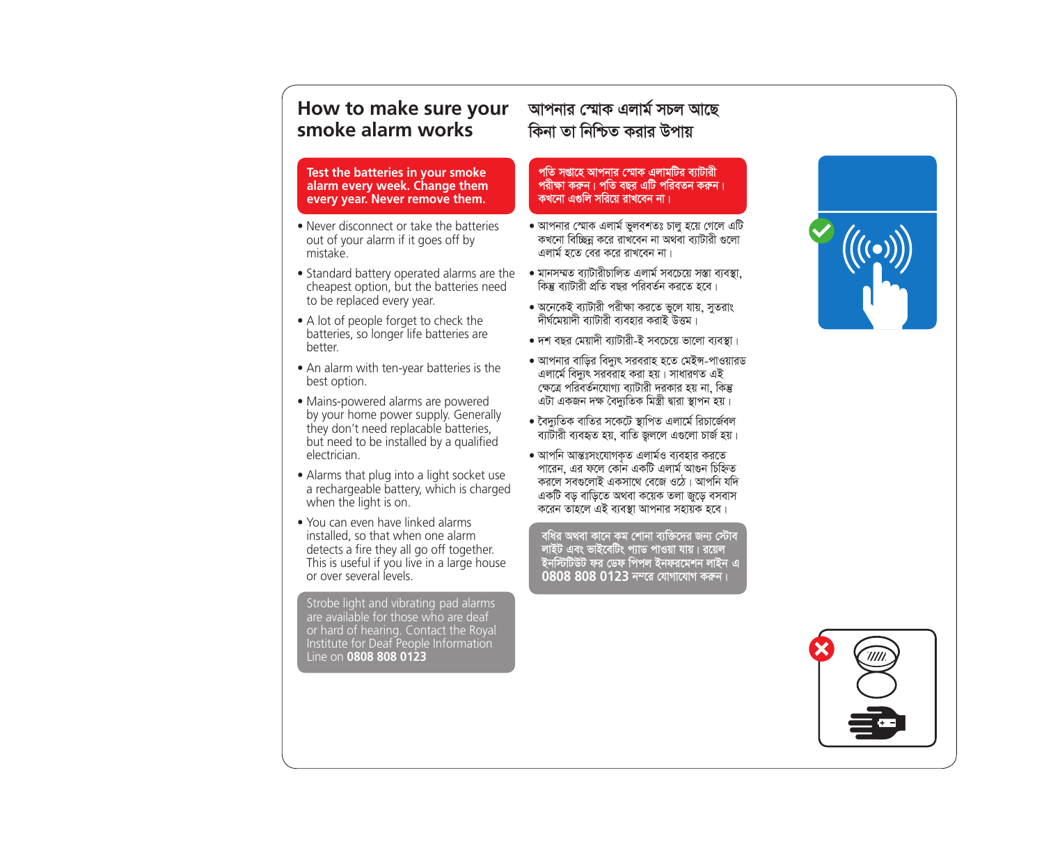## How to make sure your smoke alarm works

**Test the batteries in your smoke alarm every week. Change them every year. Never remove them.**

- Never disconnect or take the batteries out of your alarm if it goes off by mistake.
- Standard battery operated alarms are the cheapest option, but the batteries need to be replaced every year.
- A lot of people forget to check the batteries, so longer life batteries are better.
- An alarm with ten-year batteries is the best option.
- Mains-powered alarms are powered by your home power supply. Generally they don't need replacable batteries, but need to be installed by a qualified electrician.
- Alarms that plug into a light socket use a rechargeable battery, which is charged when the light is on.
- You can even have linked alarms installed, so that when one alarm detects a fire they all go off together. This is useful if you live in a large house or over several levels.

Strobe light and vibrating pad alarms are available for those who are deaf or hard of hearing. Contact the Royal Institute for Deaf People Information Line on **0808 808 0123**

## আপনার স্মোক এলার্ম সচল আছে কিনা তা নিশ্চিত করার উপায়

**পতি সপ্তাহে আপনার স্মোক এলার্মটির ব্যাটারী পরীক্ষা করুন। পতি বছর এটি পরিবতন করুন। কখনো এগুলি সরিয়ে রাখবেন না।**

- আপনার স্মোক এলার্ম ভুলবশতঃ চালু হয়ে গেলে এটি কখনো বিচ্ছিন্ন করে রাখবেন না অথবা ব্যাটারী গুলো এলার্ম হতে বের করে রাখবেন না।
- মানসম্মত ব্যাটারীচালিত এলার্ম সবচেয়ে সস্তা ব্যবস্থা, কিন্তু ব্যাটারী প্রতি বছর পরিবর্তন করতে হবে।
- অনেকেই ব্যাটারী পরীক্ষা করতে ভুলে যায়, সুতরাং দীর্ঘমেয়াদী ব্যাটারী ব্যবহার করাই উত্তম।
- দশ বছর মেয়াদী ব্যাটারী-ই সবচেয়ে ভালো ব্যবস্থা।
- আপনার বাড়ির বিদ্যুৎ সরবরাহ হতে মেইন্স-পাওয়ারড এলার্মে বিদ্যুৎ সরবরাহ করা হয়। সাধারণত এই ক্ষেত্রে পরিবর্তনযোগ্য ব্যাটারী দরকার হয় না, কিন্তু এটা একজন দক্ষ বৈদ্যুতিক মিস্ত্রী দ্বারা স্থাপন হয়।
- বৈদ্যুতিক বাতির সকেটে স্থাপিত এলার্মে রিচার্জেবল ব্যাটারী ব্যবহৃত হয়, বাতি জ্বললে এগুলো চার্জ হয়।
- আপনি আন্তঃসংযোগকৃত এলার্মও ব্যবহার করতে পারেন, এর ফলে কোন একটি এলার্ম আগুন চিহ্নিত করলে সবগুলোই একসাথে বেজে ওঠে। আপনি যদি একটি বড় বাড়িতে অথবা কয়েক তলা জুড়ে বসবাস করেন তাহলে এই ব্যবস্থা আপনার সহায়ক হবে।

বধির অথবা কানে কম শোনা ব্যক্তিদের জন্য স্টোব লাইট এবং ভাইবেটিং প্যাড পাওয়া যায়। রয়েল ইনস্টিটিউট ফর ডেফ পিপল ইনফরমেশন লাইন এ **0808 808 0123** নম্বরে যোগাযোগ করুন।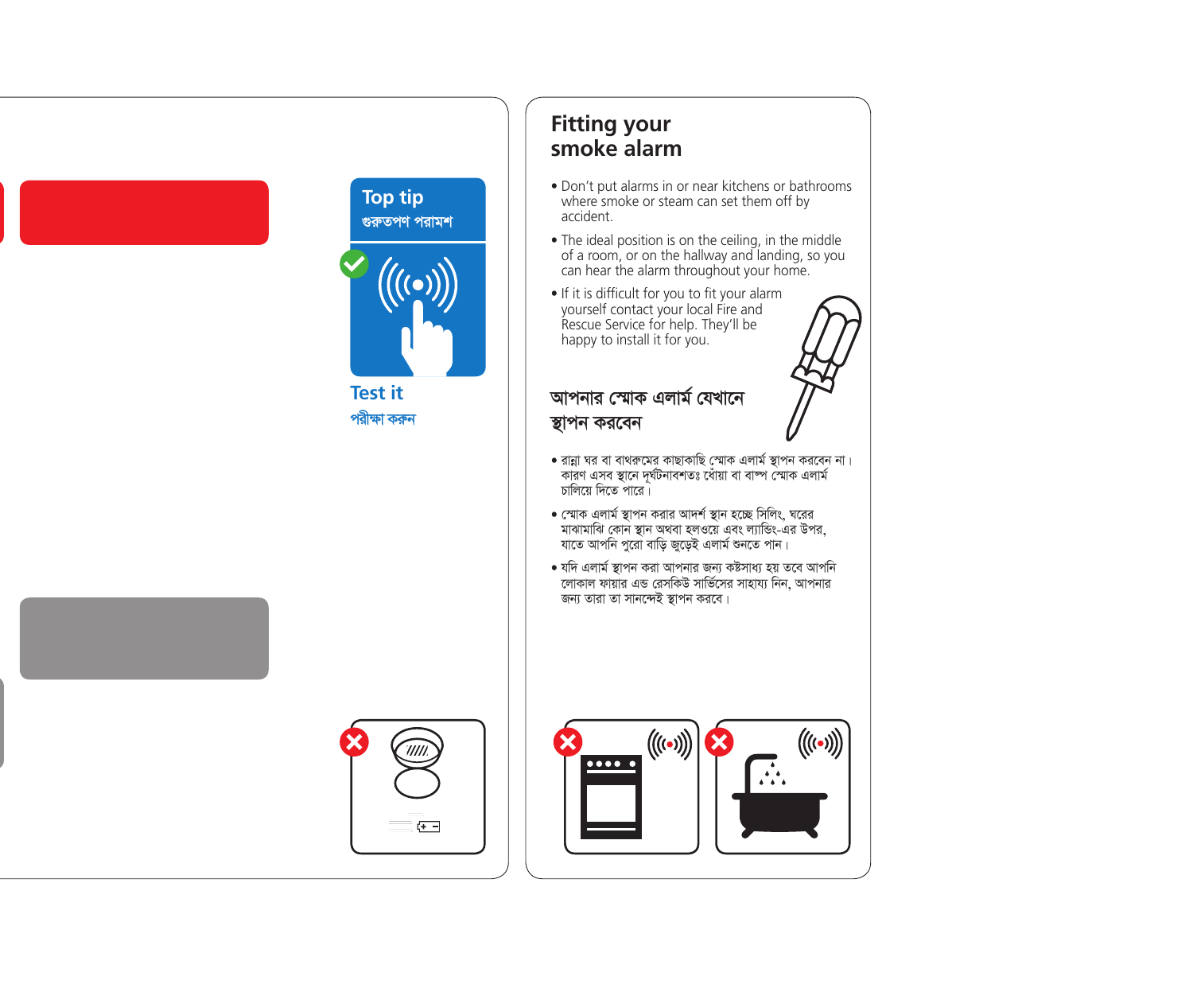Top tip

গুরুতপণ পরামশ

Test it

পরীক্ষা করুন

## Fitting your smoke alarm

- Don't put alarms in or near kitchens or bathrooms where smoke or steam can set them off by accident.
- The ideal position is on the ceiling, in the middle of a room, or on the hallway and landing, so you can hear the alarm throughout your home.
- If it is difficult for you to fit your alarm yourself contact your local Fire and Rescue Service for help. They'll be happy to install it for you.

## আপনার স্মোক এলার্ম যেখানে স্থাপন করবেন

- রান্না ঘর বা বাথরুমের কাছাকাছি স্মোক এলার্ম স্থাপন করবেন না। কারণ এসব স্থানে দূর্ঘটনাবশতঃ ধোঁয়া বা বাষ্প স্মোক এলার্ম চালিয়ে দিতে পারে।
- স্মোক এলার্ম স্থাপন করার আদর্শ স্থান হচ্ছে সিলিং, ঘরের মাঝামাঝি কোন স্থান অথবা হলওয়ে এবং ল্যান্ডিং-এর উপর, যাতে আপনি পুরো বাড়ি জুড়েই এলার্ম শুনতে পান।
- যদি এলার্ম স্থাপন করা আপনার জন্য কষ্টসাধ্য হয় তবে আপনি লোকাল ফায়ার এন্ড রেসকিউ সার্ভিসের সাহায্য নিন, আপনার জন্য তারা তা সানন্দেই স্থাপন করবে।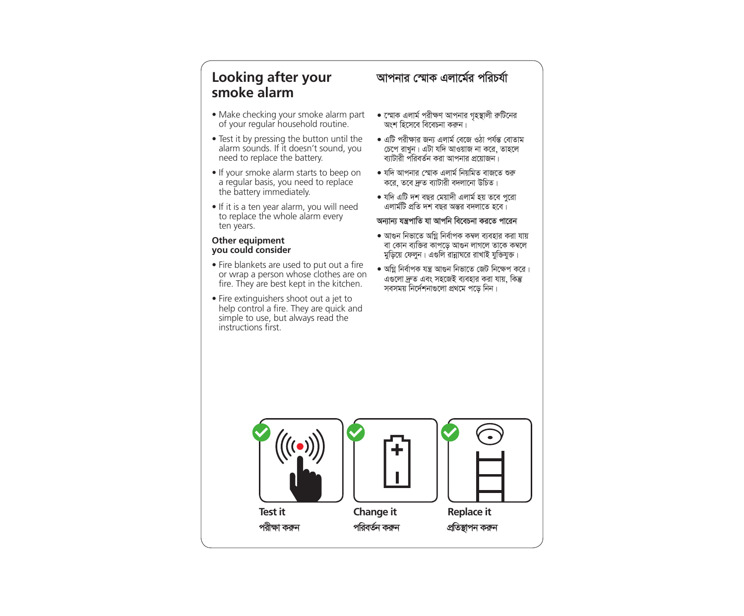## Looking after your smoke alarm

- Make checking your smoke alarm part of your regular household routine.
- Test it by pressing the button until the alarm sounds. If it doesn't sound, you need to replace the battery.
- If your smoke alarm starts to beep on a regular basis, you need to replace the battery immediately.
- If it is a ten year alarm, you will need to replace the whole alarm every ten years.

### Other equipment you could consider

- Fire blankets are used to put out a fire or wrap a person whose clothes are on fire. They are best kept in the kitchen.
- Fire extinguishers shoot out a jet to help control a fire. They are quick and simple to use, but always read the instructions first.

## আপনার স্মোক এলার্মের পরিচর্যা

- স্মোক এলার্ম পরীক্ষণ আপনার গৃহস্থালী রুটিনের অংশ হিসেবে বিবেচনা করুন।
- এটি পরীক্ষার জন্য এলার্ম বেজে ওঠা পর্যন্ত বোতাম চেপে রাখুন। এটা যদি আওয়াজ না করে, তাহলে ব্যাটারী পরিবর্তন করা আপনার প্রয়োজন।
- যদি আপনার স্মোক এলার্ম নিয়মিত বাজতে শুরু করে, তবে দ্রুত ব্যাটারী বদলানো উচিত।
- যদি এটি দশ বছর মেয়াদী এলার্ম হয় তবে পুরো এলার্মটি প্রতি দশ বছর অন্তর বদলাতে হবে।

### অন্যান্য যন্ত্রপাতি যা আপনি বিবেচনা করতে পারেন

- আগুন নিভাতে অগ্নি নির্বাপক কম্বল ব্যবহার করা যায় বা কোন ব্যক্তির কাপড়ে আগুন লাগলে তাকে কম্বলে মুড়িয়ে ফেলুন। এগুলি রান্নাঘরে রাখাই যুক্তিযুক্ত।
- অগ্নি নির্বাপক যন্ত্র আগুন নিভাতে জেট নিক্ষেপ করে। এগুলো দ্রুত এবং সহজেই ব্যবহার করা যায়, কিন্তু সবসময় নির্দেশনাগুলো প্রথমে পড়ে নিন।

**Test it**
**পরীক্ষা করুন**

**Change it**
**পরিবর্তন করুন**

**Replace it**
**প্রতিস্থাপন করুন**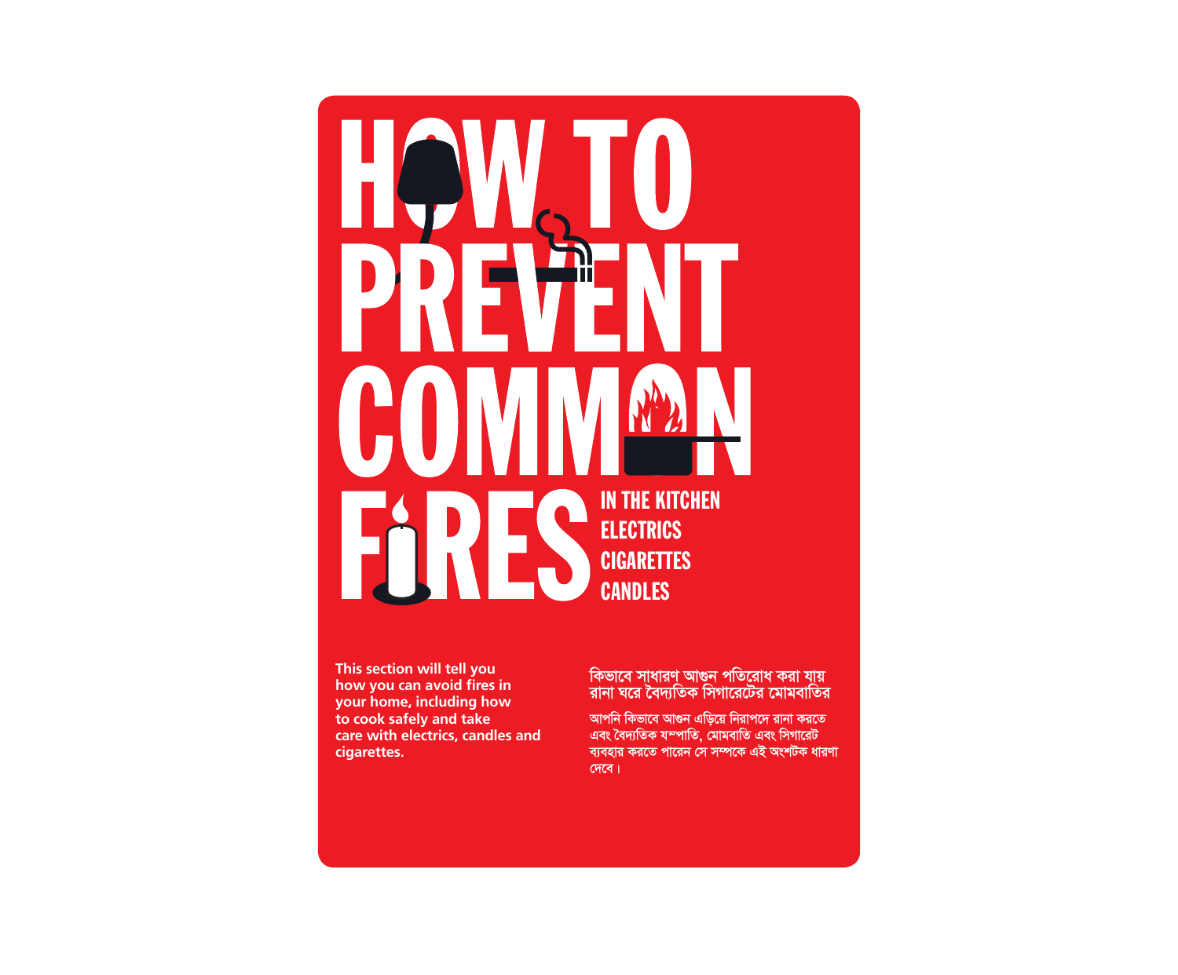# HOW TO PREVENT COMMON FIRES

## IN THE KITCHEN
## ELECTRICS
## CIGARETTES
## CANDLES

**This section will tell you how you can avoid fires in your home, including how to cook safely and take care with electrics, candles and cigarettes.**

## কিভাবে সাধারণ আগুন পতিরোধ করা যায় রানা ঘরে বৈদ্যতিক সিগারেটের মোমবাতির

আপনি কিভাবে আগুন এড়িয়ে নিরাপদে রানা করতে এবং বৈদ্যতিক যন্পাতি, মোমবাতি এবং সিগারেট ব্যবহার করতে পারেন সে সম্পকে এই অংশটক ধারণা দেবে।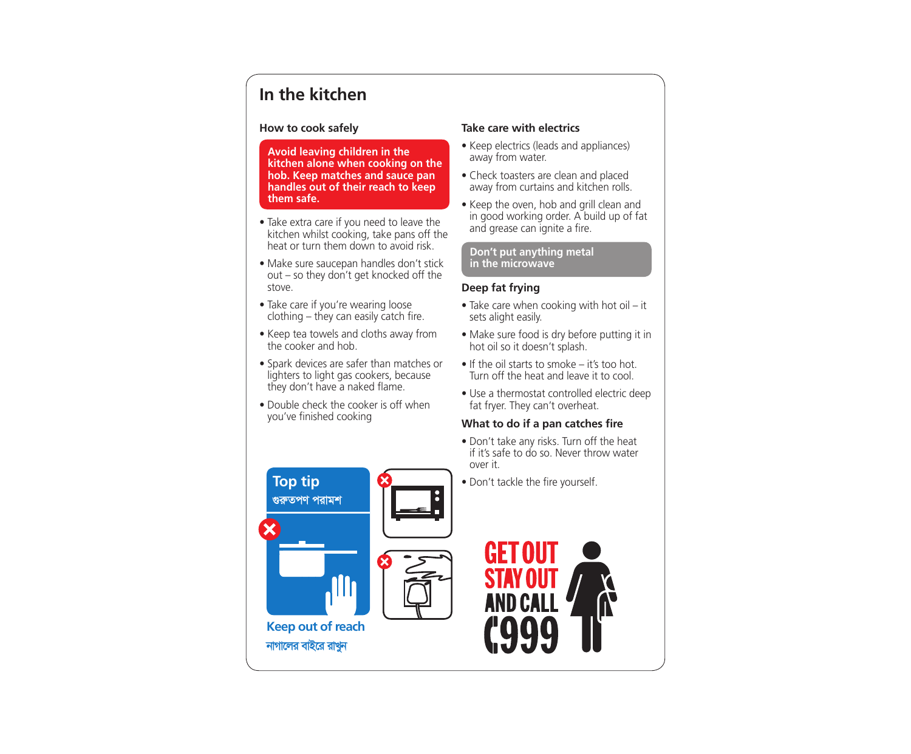# In the kitchen

## How to cook safely

**Avoid leaving children in the kitchen alone when cooking on the hob. Keep matches and sauce pan handles out of their reach to keep them safe.**

- Take extra care if you need to leave the kitchen whilst cooking, take pans off the heat or turn them down to avoid risk.
- Make sure saucepan handles don't stick out – so they don't get knocked off the stove.
- Take care if you're wearing loose clothing – they can easily catch fire.
- Keep tea towels and cloths away from the cooker and hob.
- Spark devices are safer than matches or lighters to light gas cookers, because they don't have a naked flame.
- Double check the cooker is off when you've finished cooking

**Top tip**
গুরুতপণ পরামশ

**Keep out of reach**
নাগালের বাইরে রাখুন

## Take care with electrics

- Keep electrics (leads and appliances) away from water.
- Check toasters are clean and placed away from curtains and kitchen rolls.
- Keep the oven, hob and grill clean and in good working order. A build up of fat and grease can ignite a fire.

**Don't put anything metal in the microwave**

## Deep fat frying

- Take care when cooking with hot oil – it sets alight easily.
- Make sure food is dry before putting it in hot oil so it doesn't splash.
- If the oil starts to smoke – it's too hot. Turn off the heat and leave it to cool.
- Use a thermostat controlled electric deep fat fryer. They can't overheat.

## What to do if a pan catches fire

- Don't take any risks. Turn off the heat if it's safe to do so. Never throw water over it.
- Don't tackle the fire yourself.

**GET OUT STAY OUT AND CALL 999**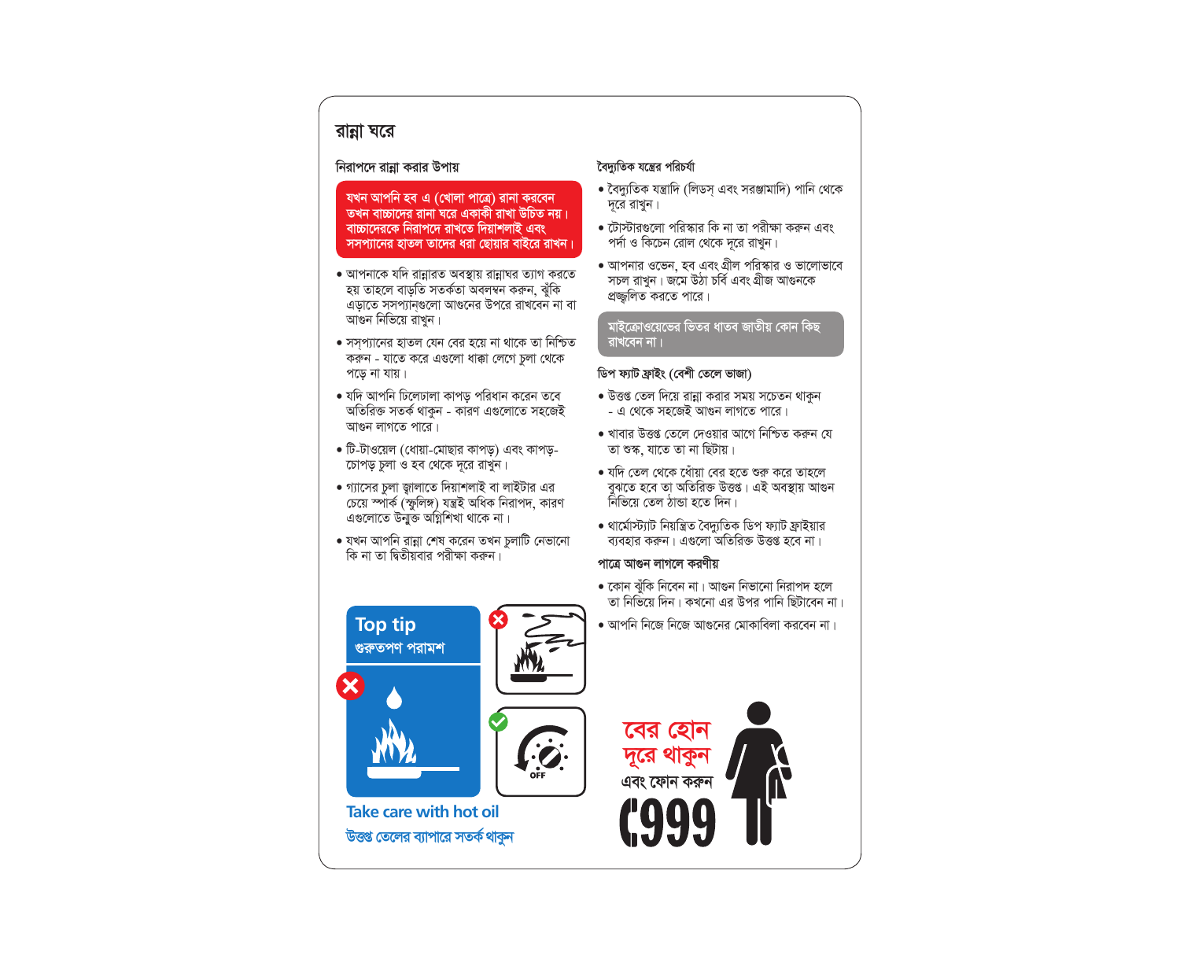# রান্না ঘরে

## নিরাপদে রান্না করার উপায়

**যখন আপনি হব এ (খোলা পাত্রে) রানা করবেন তখন বাচ্চাদের রানা ঘরে একাকী রাখা উচিত নয়। বাচ্চাদেরকে নিরাপদে রাখতে দিয়াশলাই এবং সসপ্যানের হাতল তাদের ধরা ছোয়ার বাইরে রাখুন।**

- আপনাকে যদি রান্নারত অবস্থায় রান্নাঘর ত্যাগ করতে হয় তাহলে বাড়তি সতর্কতা অবলম্বন করুন, ঝুঁকি এড়াতে সসপ্যানগুলো আগুনের উপরে রাখবেন না বা আগুন নিভিয়ে রাখুন।
- সস্‌প্যানের হাতল যেন বের হয়ে না থাকে তা নিশ্চিত করুন - যাতে করে এগুলো ধাক্কা লেগে চুলা থেকে পড়ে না যায়।
- যদি আপনি ঢিলেঢালা কাপড় পরিধান করেন তবে অতিরিক্ত সতর্ক থাকুন - কারণ এগুলোতে সহজেই আগুন লাগতে পারে।
- টি-টাওয়েল (ধোয়া-মোছার কাপড়) এবং কাপড়-চোপড় চুলা ও হব থেকে দূরে রাখুন।
- গ্যাসের চুলা জ্বালাতে দিয়াশলাই বা লাইটার এর চেয়ে স্পার্ক (স্ফুলিঙ্গ) যন্ত্রই অধিক নিরাপদ, কারণ এগুলোতে উন্মুক্ত অগ্নিশিখা থাকে না।
- যখন আপনি রান্না শেষ করেন তখন চুলাটি নেভানো কি না তা দ্বিতীয়বার পরীক্ষা করুন।

**Top tip**
**গুরুতপণ পরামশ**

Take care with hot oil

উত্তপ্ত তেলের ব্যাপারে সতর্ক থাকুন

## বৈদ্যুতিক যন্ত্রের পরিচর্যা

- বৈদ্যুতিক যন্ত্রাদি (লিডস্ এবং সরঞ্জামাদি) পানি থেকে দূরে রাখুন।
- টোস্টারগুলো পরিস্কার কি না তা পরীক্ষা করুন এবং পর্দা ও কিচেন রোল থেকে দূরে রাখুন।
- আপনার ওভেন, হব এবং গ্রীল পরিস্কার ও ভালোভাবে সচল রাখুন। জমে উঠা চর্বি এবং গ্রীজ আগুনকে প্রজ্জ্বলিত করতে পারে।

**মাইক্রোওয়েভের ভিতর ধাতব জাতীয় কোন কিছু রাখবেন না।**

## ডিপ ফ্যাট ফ্রাইং (বেশী তেলে ভাজা)

- উত্তপ্ত তেল দিয়ে রান্না করার সময় সচেতন থাকুন - এ থেকে সহজেই আগুন লাগতে পারে।
- খাবার উত্তপ্ত তেলে দেওয়ার আগে নিশ্চিত করুন যে তা শুস্ক, যাতে তা না ছিটায়।
- যদি তেল থেকে ধোঁয়া বের হতে শুরু করে তাহলে বুঝতে হবে তা অতিরিক্ত উত্তপ্ত। এই অবস্থায় আগুন নিভিয়ে তেল ঠান্ডা হতে দিন।
- থার্মোস্ট্যাট নিয়ন্ত্রিত বৈদ্যুতিক ডিপ ফ্যাট ফ্রাইয়ার ব্যবহার করুন। এগুলো অতিরিক্ত উত্তপ্ত হবে না।

## পাত্রে আগুন লাগলে করণীয়

- কোন ঝুঁকি নিবেন না। আগুন নিভানো নিরাপদ হলে তা নিভিয়ে দিন। কখনো এর উপর পানি ছিটাবেন না।
- আপনি নিজে নিজে আগুনের মোকাবিলা করবেন না।

**বের হোন**
**দূরে থাকুন**
**এবং ফোন করুন**
**999**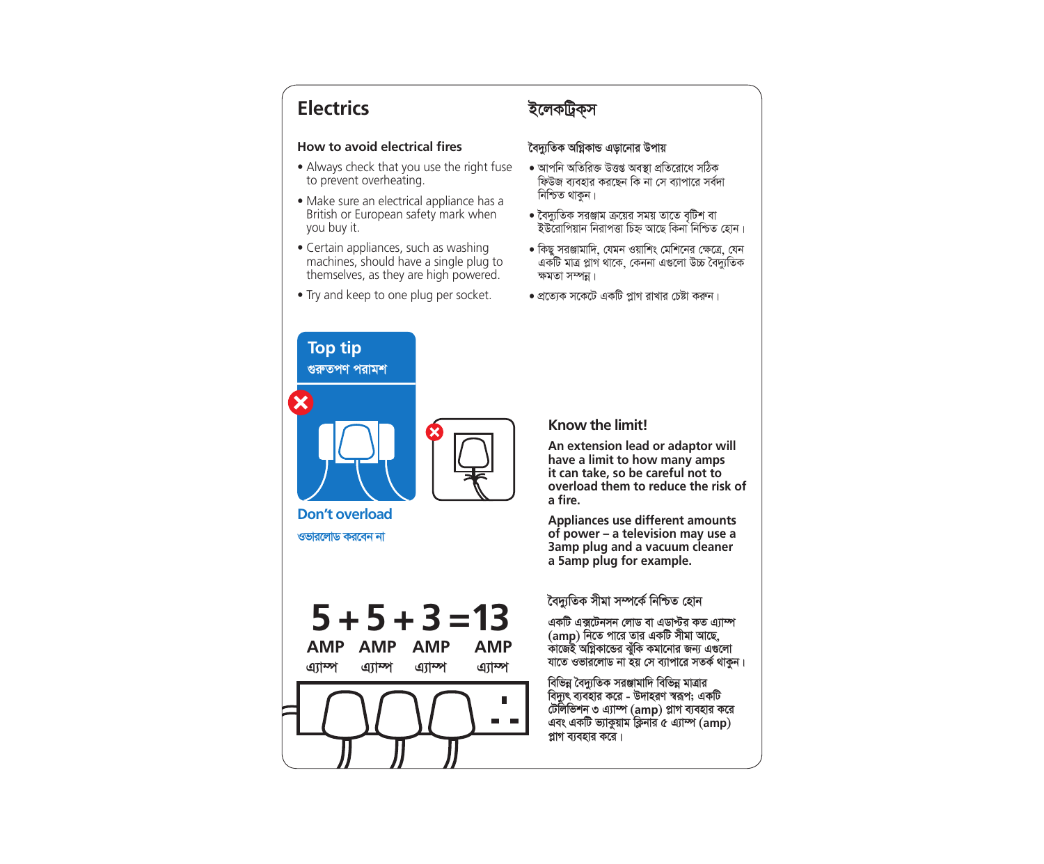# Electrics

# ইলেকট্রিক্স

### How to avoid electrical fires

- Always check that you use the right fuse to prevent overheating.
- Make sure an electrical appliance has a British or European safety mark when you buy it.
- Certain appliances, such as washing machines, should have a single plug to themselves, as they are high powered.
- Try and keep to one plug per socket.

### বৈদ্যুতিক অগ্নিকান্ড এড়ানোর উপায়

- আপনি অতিরিক্ত উত্তপ্ত অবস্থা প্রতিরোধে সঠিক ফিউজ ব্যবহার করছেন কি না সে ব্যাপারে সর্বদা নিশ্চিত থাকুন।
- বৈদ্যুতিক সরঞ্জাম ক্রয়ের সময় তাতে বৃটিশ বা ইউরোপিয়ান নিরাপত্তা চিহ্ন আছে কিনা নিশ্চিত হোন।
- কিছু সরঞ্জামাদি, যেমন ওয়াশিং মেশিনের ক্ষেত্রে, যেন একটি মাত্র প্লাগ থাকে, কেননা এগুলো উচ্চ বৈদ্যুতিক ক্ষমতা সম্পন্ন।
- প্রত্যেক সকেটে একটি প্লাগ রাখার চেষ্টা করুন।

**Top tip**
**গুরুতপণ পরামশ**

**Don't overload**
**ওভারলোড করবেন না**

**5 + 5 + 3 = 13**
AMP এ্যাম্প AMP এ্যাম্প AMP এ্যাম্প AMP এ্যাম্প

### Know the limit!

**An extension lead or adaptor will have a limit to how many amps it can take, so be careful not to overload them to reduce the risk of a fire.**

**Appliances use different amounts of power – a television may use a 3amp plug and a vacuum cleaner a 5amp plug for example.**

### বৈদ্যুতিক সীমা সম্পর্কে নিশ্চিত হোন

একটি এক্সটেনসন লোড বা এডাপ্টর কত এ্যাম্প (amp) নিতে পারে তার একটি সীমা আছে, কাজেই অগ্নিকান্ডের ঝুঁকি কমানোর জন্য এগুলো যাতে ওভারলোড না হয় সে ব্যাপারে সতর্ক থাকুন।

বিভিন্ন বৈদ্যুতিক সরঞ্জামাদি বিভিন্ন মাত্রার বিদ্যুৎ ব্যবহার করে - উদাহরণ স্বরূপ; একটি টেলিভিশন ৩ এ্যাম্প (amp) প্লাগ ব্যবহার করে এবং একটি ভ্যাকুয়াম ক্লিনার ৫ এ্যাম্প (amp) প্লাগ ব্যবহার করে।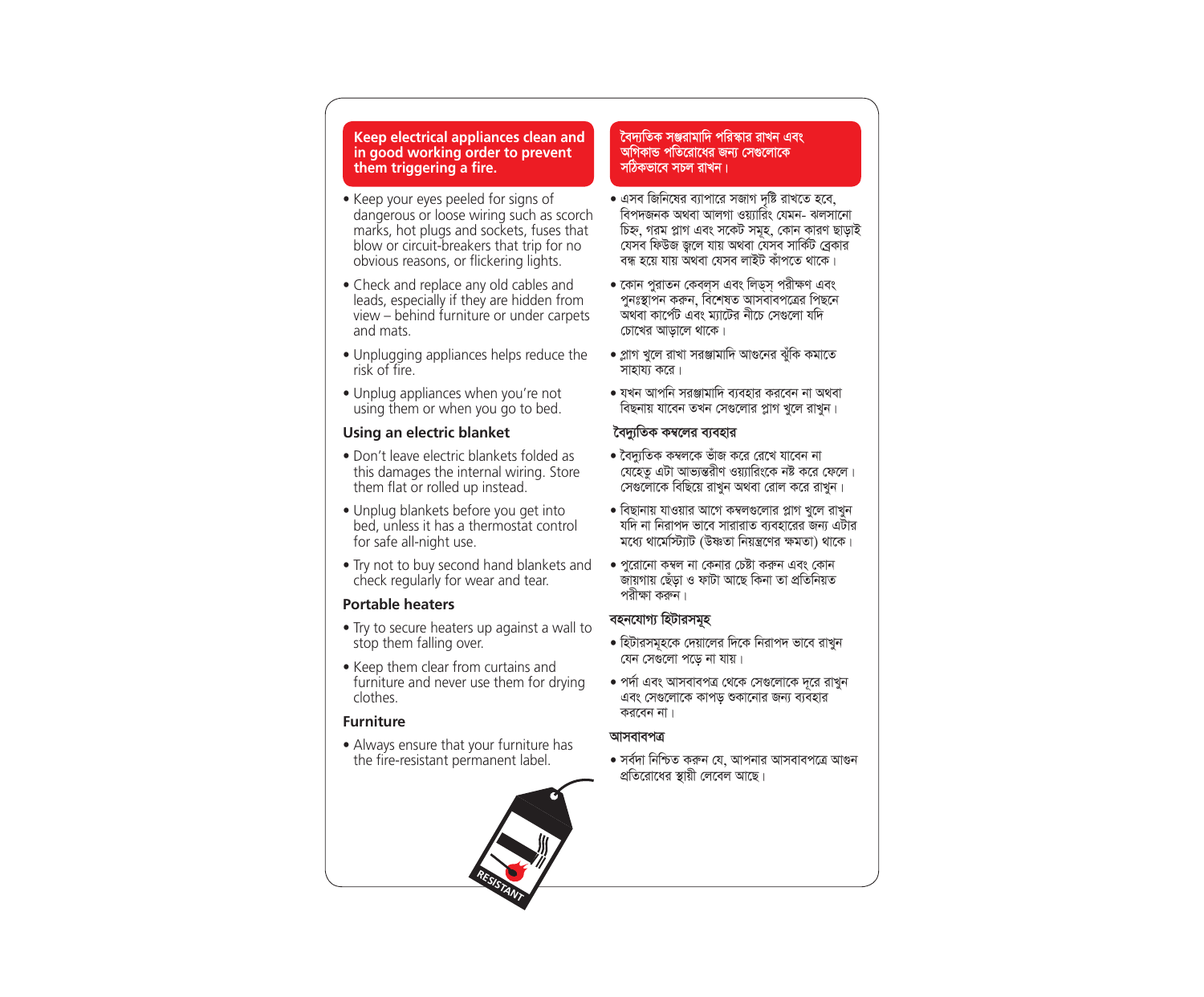## Keep electrical appliances clean and in good working order to prevent them triggering a fire.

- Keep your eyes peeled for signs of dangerous or loose wiring such as scorch marks, hot plugs and sockets, fuses that blow or circuit-breakers that trip for no obvious reasons, or flickering lights.
- Check and replace any old cables and leads, especially if they are hidden from view – behind furniture or under carpets and mats.
- Unplugging appliances helps reduce the risk of fire.
- Unplug appliances when you're not using them or when you go to bed.

### Using an electric blanket

- Don't leave electric blankets folded as this damages the internal wiring. Store them flat or rolled up instead.
- Unplug blankets before you get into bed, unless it has a thermostat control for safe all-night use.
- Try not to buy second hand blankets and check regularly for wear and tear.

### Portable heaters

- Try to secure heaters up against a wall to stop them falling over.
- Keep them clear from curtains and furniture and never use them for drying clothes.

### Furniture

- Always ensure that your furniture has the fire-resistant permanent label.

## বৈদ্যুতিক সরঞ্জামাদি পরিস্কার রাখন এবং অগ্নিকান্ড পতিরোধের জন্য সেগুলোকে সঠিকভাবে সচল রাখন।

- এসব জিনিষের ব্যাপারে সজাগ দৃষ্টি রাখতে হবে, বিপদজনক অথবা আলগা ওয়্যারিং যেমন- ঝলসানো চিহ্ন, গরম প্লাগ এবং সকেট সমূহ, কোন কারণ ছাড়াই যেসব ফিউজ জ্বলে যায় অথবা যেসব সার্কিট ব্রেকার বন্ধ হয়ে যায় অথবা যেসব লাইট কাঁপতে থাকে।
- কোন পুরাতন কেবল্‌স এবং লিড্‌স্ পরীক্ষণ এবং পুনঃস্থাপন করুন, বিশেষত আসবাবপত্রের পিছনে অথবা কার্পেট এবং ম্যাটের নীচে সেগুলো যদি চোখের আড়ালে থাকে।
- প্লাগ খুলে রাখা সরঞ্জামাদি আগুনের ঝুঁকি কমাতে সাহায্য করে।
- যখন আপনি সরঞ্জামাদি ব্যবহার করবেন না অথবা বিছনায় যাবেন তখন সেগুলোর প্লাগ খুলে রাখুন।

### বৈদ্যুতিক কম্বলের ব্যবহার

- বৈদ্যুতিক কম্বলকে ভাঁজ করে রেখে যাবেন না যেহেতু এটা আভ্যন্তরীণ ওয়্যারিংকে নষ্ট করে ফেলে। সেগুলোকে বিছিয়ে রাখুন অথবা রোল করে রাখুন।
- বিছানায় যাওয়ার আগে কম্বলগুলোর প্লাগ খুলে রাখুন যদি না নিরাপদ ভাবে সারারাত ব্যবহারের জন্য এটার মধ্যে থার্মেস্টিয়াট (উষ্ণতা নিয়ন্ত্রণের ক্ষমতা) থাকে।
- পুরোনো কম্বল না কেনার চেষ্টা করুন এবং কোন জায়গায় ছেঁড়া ও ফাটা আছে কিনা তা প্রতিনিয়ত পরীক্ষা করুন।

### বহনযোগ্য হিটারসমূহ

- হিটারসমূহকে দেয়ালের দিকে নিরাপদ ভাবে রাখুন যেন সেগুলো পড়ে না যায়।
- পর্দা এবং আসবাবপত্র থেকে সেগুলোকে দূরে রাখুন এবং সেগুলোকে কাপড় শুকানোর জন্য ব্যবহার করবেন না।

### আসবাবপত্র

- সর্বদা নিশ্চিত করুন যে, আপনার আসবাবপত্রে আগুন প্রতিরোধের স্থায়ী লেবেল আছে।

RESISTANT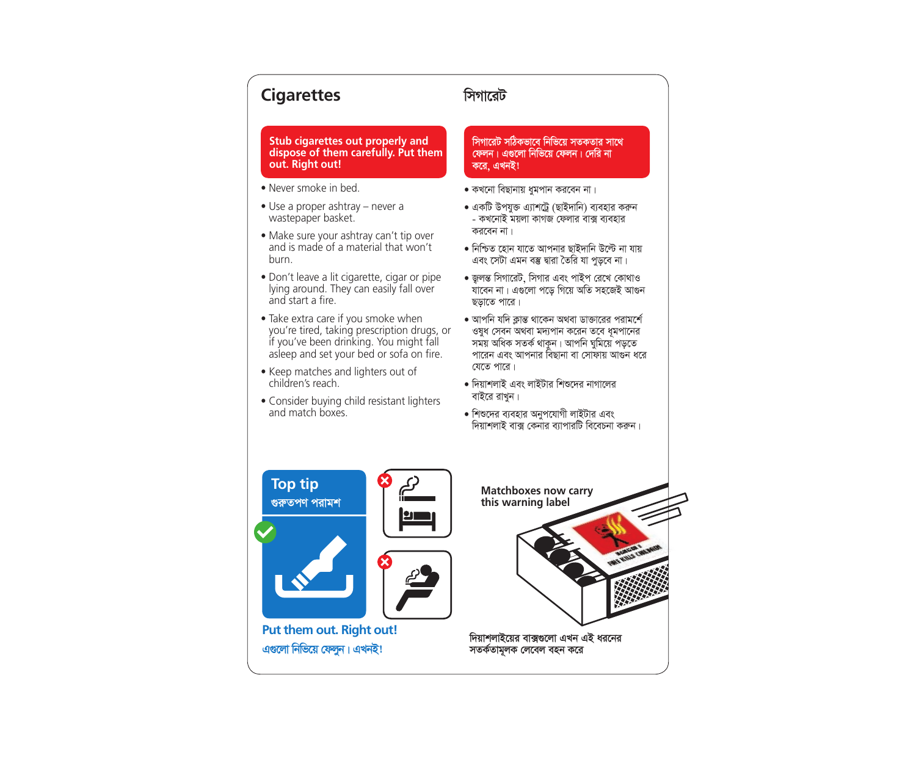## Cigarettes

**Stub cigarettes out properly and dispose of them carefully. Put them out. Right out!**

- Never smoke in bed.
- Use a proper ashtray – never a wastepaper basket.
- Make sure your ashtray can't tip over and is made of a material that won't burn.
- Don't leave a lit cigarette, cigar or pipe lying around. They can easily fall over and start a fire.
- Take extra care if you smoke when you're tired, taking prescription drugs, or if you've been drinking. You might fall asleep and set your bed or sofa on fire.
- Keep matches and lighters out of children's reach.
- Consider buying child resistant lighters and match boxes.

## সিগারেট

**সিগারেট সঠিকভাবে নিভিয়ে সতকতার সাথে ফেলন। এগুলো নিভিয়ে ফেলন। দেরি না করে, এখনই!**

- কখনো বিছানায় ধুমপান করবেন না।
- একটি উপযুক্ত এ্যাশট্রে (ছাইদানি) ব্যবহার করুন - কখনোই ময়লা কাগজ ফেলার বাক্স ব্যবহার করবেন না।
- নিশ্চিত হোন যাতে আপনার ছাইদানি উল্টে না যায় এবং সেটা এমন বস্তু দ্বারা তৈরি যা পুড়বে না।
- জ্বলন্ত সিগারেট, সিগার এবং পাইপ রেখে কোথাও যাবেন না। এগুলো পড়ে গিয়ে অতি সহজেই আগুন ছড়াতে পারে।
- আপনি যদি ক্লান্ত থাকেন অথবা ডাক্তারের পরামর্শে ওষুধ সেবন অথবা মদ্যপান করেন তবে ধূমপানের সময় অধিক সতর্ক থাকুন। আপনি ঘুমিয়ে পড়তে পারেন এবং আপনার বিছানা বা সোফায় আগুন ধরে যেতে পারে।
- দিয়াশলাই এবং লাইটার শিশুদের নাগালের বাইরে রাখুন।
- শিশুদের ব্যবহার অনুপযোগী লাইটার এবং দিয়াশলাই বাক্স কেনার ব্যাপারটি বিবেচনা করুন।

**Top tip**
**গুরুতপণ পরামশ**

**Put them out. Right out!**
**এগুলো নিভিয়ে ফেলুন। এখনই!**

**Matchboxes now carry this warning label**

**দিয়াশলাইয়ের বাক্সগুলো এখন এই ধরনের সতর্কতামূলক লেবেল বহন করে**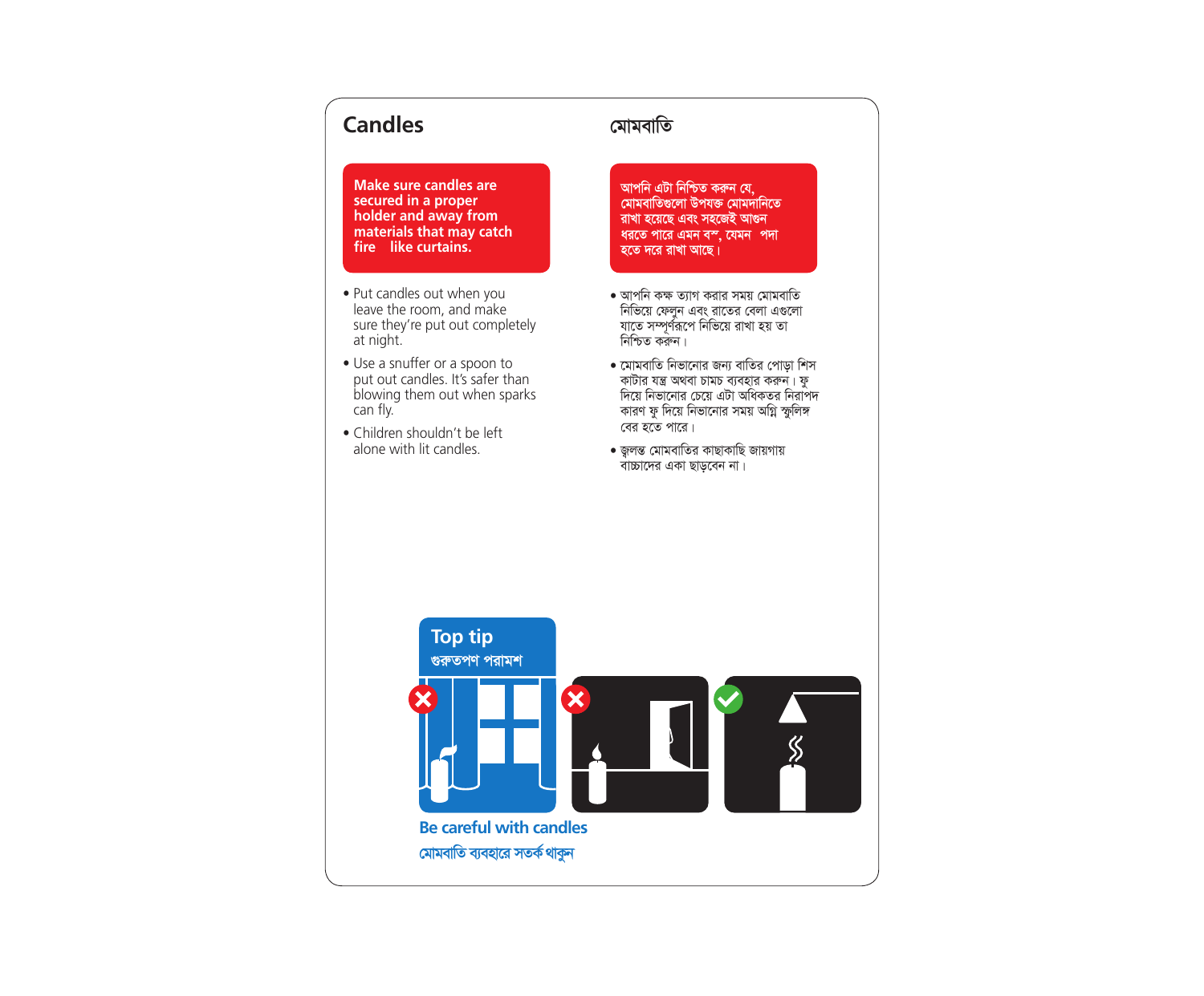## Candles

**Make sure candles are secured in a proper holder and away from materials that may catch fire like curtains.**

- Put candles out when you leave the room, and make sure they're put out completely at night.
- Use a snuffer or a spoon to put out candles. It's safer than blowing them out when sparks can fly.
- Children shouldn't be left alone with lit candles.

## মোমবাতি

**আপনি এটা নিশ্চিত করুন যে, মোমবাতিগুলো উপযক্ত মোমদানিতে রাখা হয়েছে এবং সহজেই আগুন ধরতে পারে এমন বস্, যেমন পদা হতে দরে রাখা আছে।**

- আপনি কক্ষ ত্যাগ করার সময় মোমবাতি নিভিয়ে ফেলুন এবং রাতের বেলা এগুলো যাতে সম্পূর্ণরূপে নিভিয়ে রাখা হয় তা নিশ্চিত করুন।
- মোমবাতি নিভানোর জন্য বাতির পোড়া শিস কাটার যন্ত্র অথবা চামচ ব্যবহার করুন। ফু দিয়ে নিভানোর চেয়ে এটা অধিকতর নিরাপদ কারণ ফু দিয়ে নিভানোর সময় অগ্নি স্ফুলিঙ্গ বের হতে পারে।
- জ্বলন্ত মোমবাতির কাছাকাছি জায়গায় বাচ্চাদের একা ছাড়বেন না।

**Top tip**
**গুরুতপণ পরামশ**

**Be careful with candles**
**মোমবাতি ব্যবহারে সতর্ক থাকুন**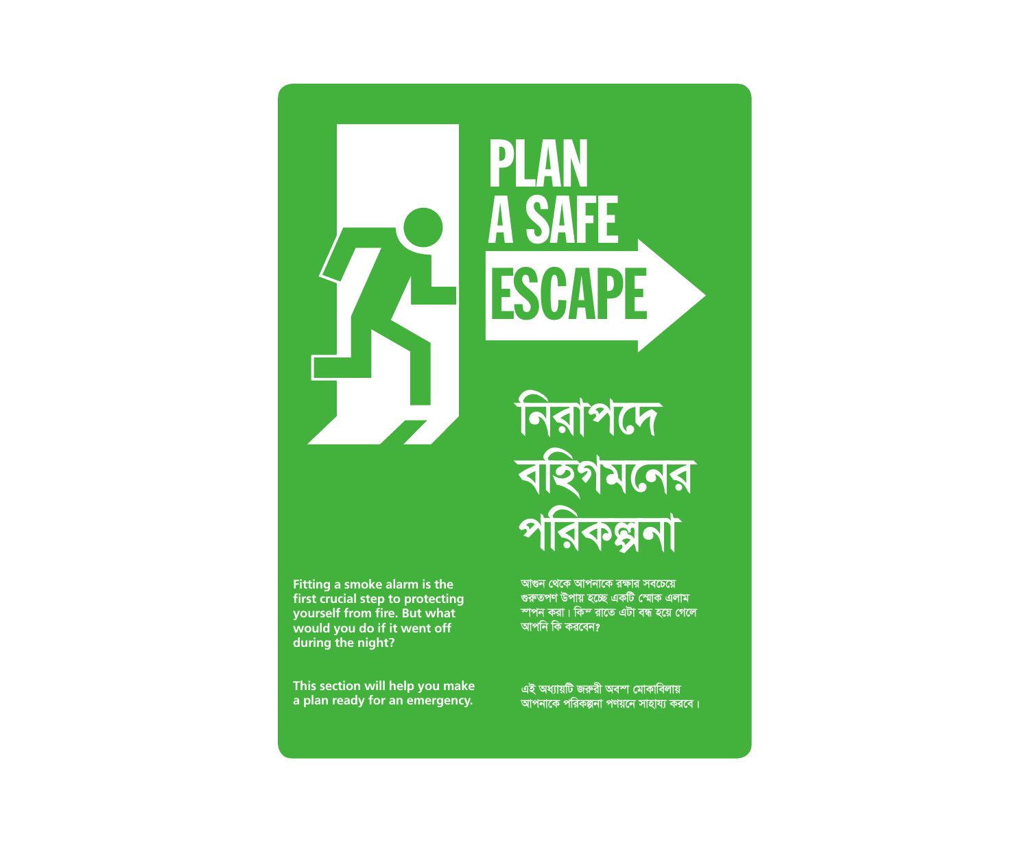# PLAN A SAFE ESCAPE

# নিরাপদে বহির্গমনের পরিকল্পনা

**Fitting a smoke alarm is the first crucial step to protecting yourself from fire. But what would you do if it went off during the night?**

**This section will help you make a plan ready for an emergency.**

আগুন থেকে আপনাকে রক্ষার সবচেয়ে গুরুতপণ উপায় হচ্ছে একটি স্মোক এলাম স্পপন করা। কিন্ত রাতে এটা বন্ধ হয়ে গেলে আপনি কি করবেন?

এই অধ্যায়টি জরুরী অবস্থা মোকাবিলায় আপনাকে পরিকল্পনা পণয়নে সাহায্য করবে।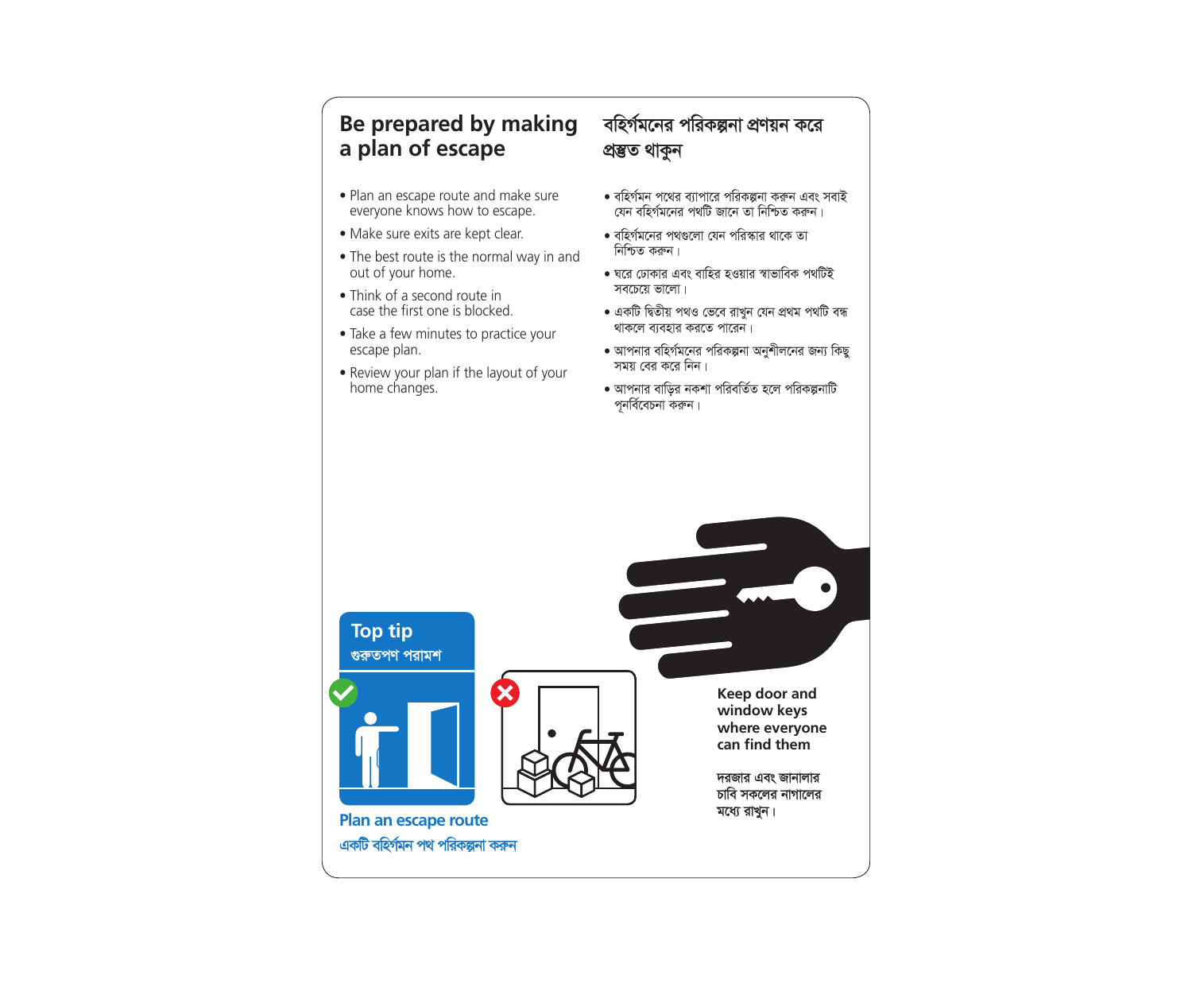## Be prepared by making a plan of escape

- Plan an escape route and make sure everyone knows how to escape.
- Make sure exits are kept clear.
- The best route is the normal way in and out of your home.
- Think of a second route in case the first one is blocked.
- Take a few minutes to practice your escape plan.
- Review your plan if the layout of your home changes.

## বহির্গমনের পরিকল্পনা প্রণয়ন করে প্রস্তুত থাকুন

- বহির্গমন পথের ব্যাপারে পরিকল্পনা করুন এবং সবাই যেন বহির্গমনের পথটি জানে তা নিশ্চিত করুন।
- বহির্গমনের পথগুলো যেন পরিস্কার থাকে তা নিশ্চিত করুন।
- ঘরে ঢোকার এবং বাহির হওয়ার স্বাভাবিক পথটিই সবচেয়ে ভালো।
- একটি দ্বিতীয় পথও ভেবে রাখুন যেন প্রথম পথটি বন্ধ থাকলে ব্যবহার করতে পারেন।
- আপনার বহির্গমনের পরিকল্পনা অনুশীলনের জন্য কিছু সময় বের করে নিন।
- আপনার বাড়ির নকশা পরিবর্তিত হলে পরিকল্পনাটি পূনর্বিবেচনা করুন।

### Top tip
### গুরুতপণ পরামশ

**Plan an escape route**

**একটি বহির্গমন পথ পরিকল্পনা করুন**

**Keep door and window keys where everyone can find them**

**দরজার এবং জানালার চাবি সকলের নাগালের মধ্যে রাখুন।**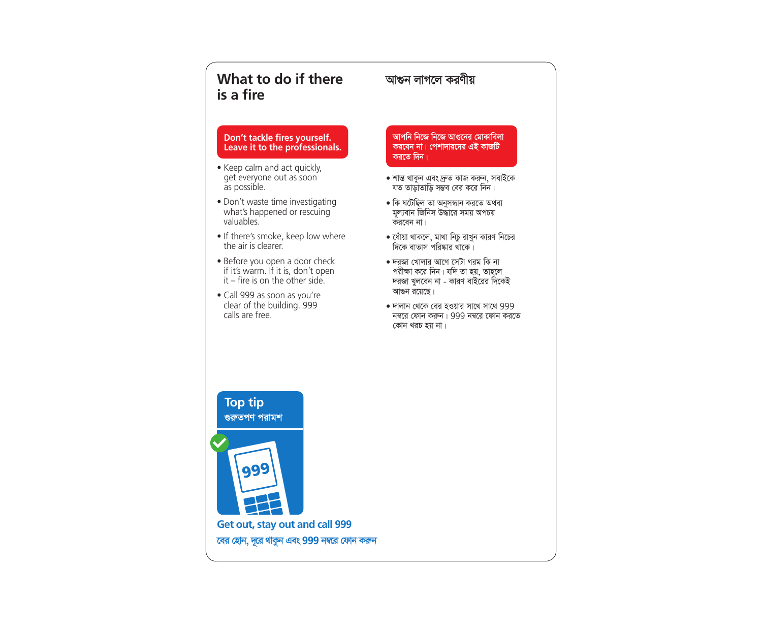## What to do if there is a fire

**Don't tackle fires yourself. Leave it to the professionals.**

- Keep calm and act quickly, get everyone out as soon as possible.
- Don't waste time investigating what's happened or rescuing valuables.
- If there's smoke, keep low where the air is clearer.
- Before you open a door check if it's warm. If it is, don't open it – fire is on the other side.
- Call 999 as soon as you're clear of the building. 999 calls are free.

## আগুন লাগলে করণীয়

**আপনি নিজে নিজে আগুনের মোকাবিলা করবেন না। পেশাদারদের এই কাজটি করতে দিন।**

- শান্ত থাকুন এবং দ্রুত কাজ করুন, সবাইকে যত তাড়াতাড়ি সম্ভব বের করে নিন।
- কি ঘটেছিল তা অনুসন্ধান করতে অথবা মূল্যবান জিনিস উদ্ধারে সময় অপচয় করবেন না।
- ধোঁয়া থাকলে, মাথা নিচু রাখুন কারণ নিচের দিকে বাতাস পরিষ্কার থাকে।
- দরজা খোলার আগে সেটা গরম কি না পরীক্ষা করে নিন। যদি তা হয়, তাহলে দরজা খুলবেন না - কারণ বাইরের দিকেই আগুন রয়েছে।
- দালান থেকে বের হওয়ার সাথে সাথে 999 নম্বরে ফোন করুন। 999 নম্বরে ফোন করতে কোন খরচ হয় না।

**Top tip**
**গুরুতপণ পরামশ**

**Get out, stay out and call 999**

**বের হোন, দূরে থাকুন এবং 999 নম্বরে ফোন করুন**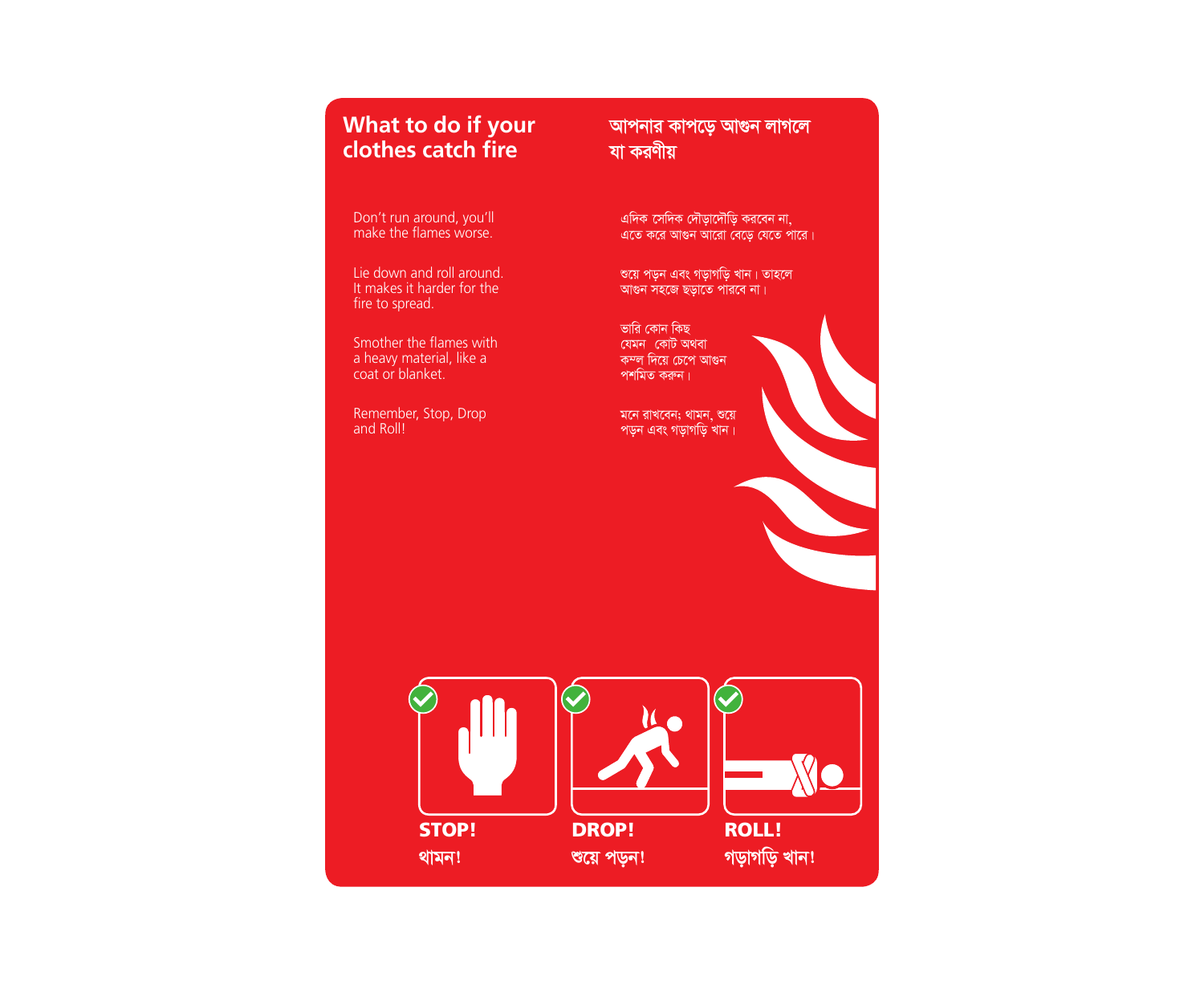## What to do if your clothes catch fire

## আপনার কাপড়ে আগুন লাগলে যা করণীয়

Don't run around, you'll make the flames worse.

এদিক সেদিক দৌড়াদৌড়ি করবেন না, এতে করে আগুন আরো বেড়ে যেতে পারে।

Lie down and roll around. It makes it harder for the fire to spread.

শুয়ে পড়ন এবং গড়াগড়ি খান। তাহলে আগুন সহজে ছড়াতে পারবে না।

Smother the flames with a heavy material, like a coat or blanket.

ভারি কোন কিছ যেমন কোট অথবা কম্বল দিয়ে চেপে আগুন পশমিত করুন।

Remember, Stop, Drop and Roll!

মনে রাখবেন; থামন, শুয়ে পড়ন এবং গড়াগড়ি খান।

**STOP!**
**থামন!**

**DROP!**
**শুয়ে পড়ন!**

**ROLL!**
**গড়াগড়ি খান!**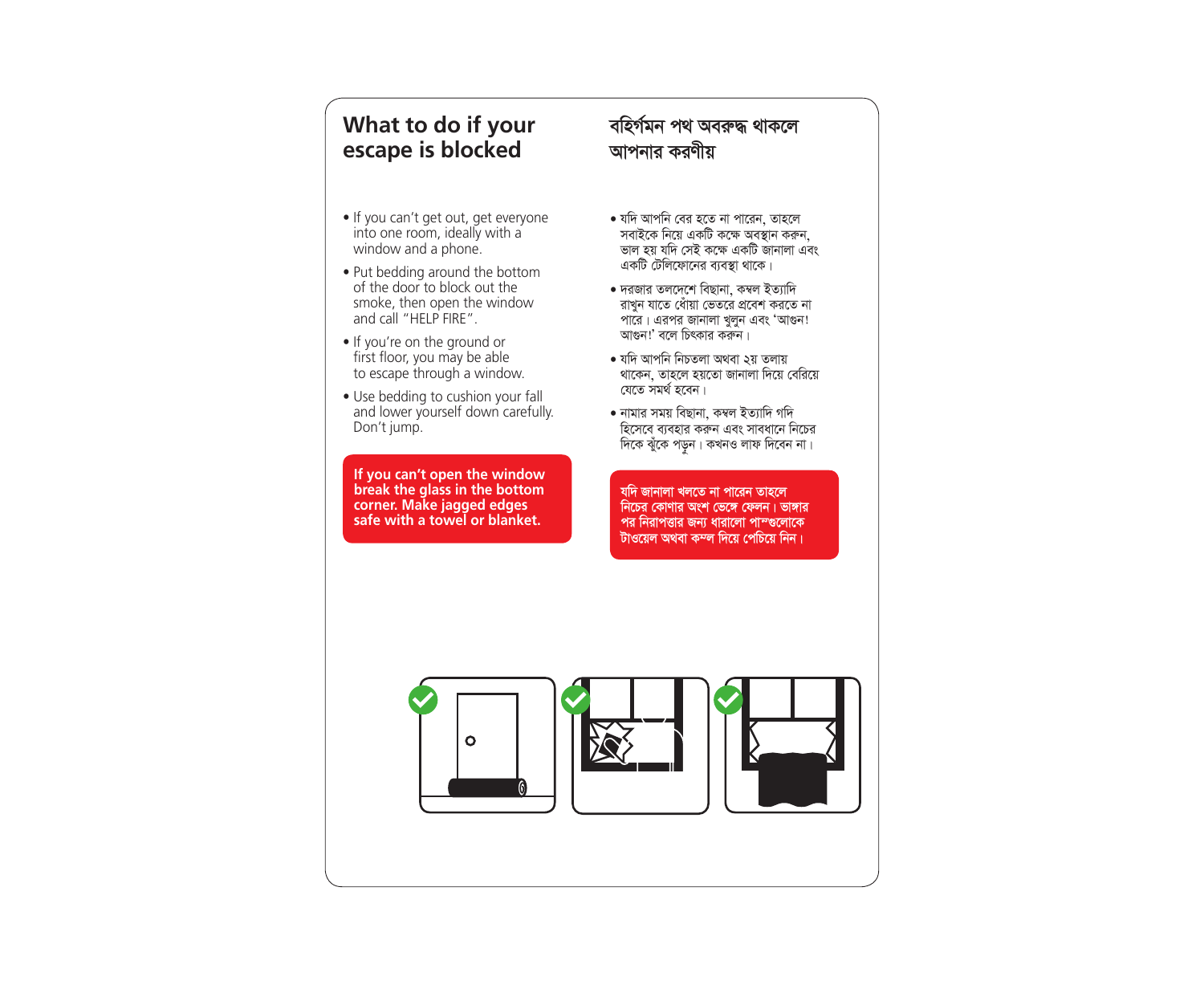## What to do if your escape is blocked

- If you can't get out, get everyone into one room, ideally with a window and a phone.
- Put bedding around the bottom of the door to block out the smoke, then open the window and call "HELP FIRE".
- If you're on the ground or first floor, you may be able to escape through a window.
- Use bedding to cushion your fall and lower yourself down carefully. Don't jump.

**If you can't open the window break the glass in the bottom corner. Make jagged edges safe with a towel or blanket.**

## বহির্গমন পথ অবরুদ্ধ থাকলে আপনার করণীয়

- যদি আপনি বের হতে না পারেন, তাহলে সবাইকে নিয়ে একটি কক্ষে অবস্থান করুন, ভাল হয় যদি সেই কক্ষে একটি জানালা এবং একটি টেলিফোনের ব্যবস্থা থাকে।
- দরজার তলদেশে বিছানা, কম্বল ইত্যাদি রাখুন যাতে ধোঁয়া ভেতরে প্রবেশ করতে না পারে। এরপর জানালা খুলুন এবং 'আগুন! আগুন!' বলে চিৎকার করুন।
- যদি আপনি নিচতলা অথবা ২য় তলায় থাকেন, তাহলে হয়তো জানালা দিয়ে বেরিয়ে যেতে সমর্থ হবেন।
- নামার সময় বিছানা, কম্বল ইত্যাদি গদি হিসেবে ব্যবহার করুন এবং সাবধানে নিচের দিকে ঝুঁকে পড়ুন। কখনও লাফ দিবেন না।

**যদি জানালা খলতে না পারেন তাহলে নিচের কোণার অংশ ভেঙ্গে ফেলন। ভাঙ্গার পর নিরাপত্তার জন্য ধারালো পাশ্গুলোকে টাওয়েল অথবা কম্ল দিয়ে পেচিয়ে নিন।**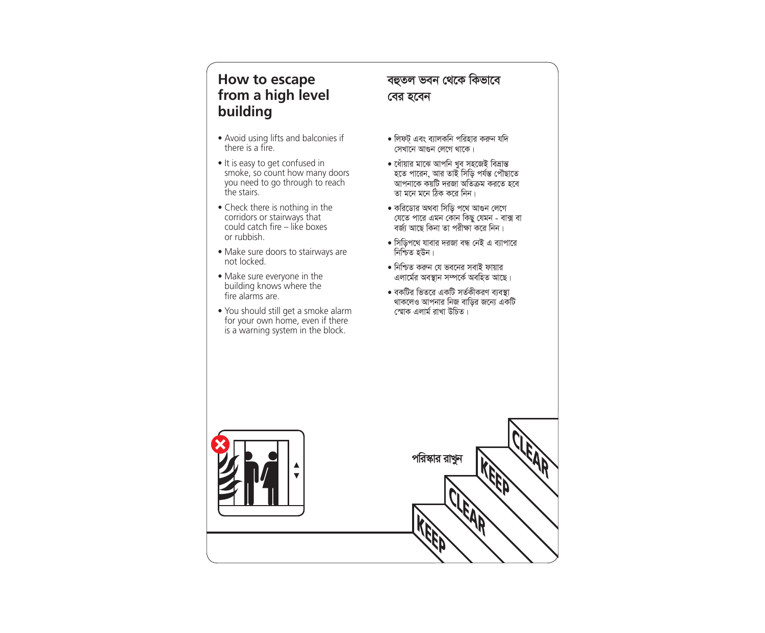## How to escape from a high level building

- Avoid using lifts and balconies if there is a fire.
- It is easy to get confused in smoke, so count how many doors you need to go through to reach the stairs.
- Check there is nothing in the corridors or stairways that could catch fire – like boxes or rubbish.
- Make sure doors to stairways are not locked.
- Make sure everyone in the building knows where the fire alarms are.
- You should still get a smoke alarm for your own home, even if there is a warning system in the block.

## বহুতল ভবন থেকে কিভাবে বের হবেন

- লিফট্ এবং ব্যালকনি পরিহার করুন যদি সেখানে আগুন লেগে থাকে।
- ধোঁয়ার মাঝে আপনি খুব সহজেই বিভ্রান্ত হতে পারেন, আর তাই সিড়ি পর্যন্ত পৌছাতে আপনাকে কয়টি দরজা অতিক্রম করতে হবে তা মনে মনে ঠিক করে নিন।
- করিডোর অথবা সিড়ি পথে আগুন লেগে যেতে পারে এমন কোন কিছু যেমন - বাক্স বা বর্জ্য আছে কিনা তা পরীক্ষা করে নিন।
- সিড়িপথে যাবার দরজা বন্ধ নেই এ ব্যাপারে নিশ্চিত হউন।
- নিশ্চিত করুন যে ভবনের সবাই ফায়ার এলার্মের অবস্থান সম্পর্কে অবহিত আছে।
- বকটির ভিতরে একটি সর্তকীকরণ ব্যবস্থা থাকলেও আপনার নিজ বাড়ির জন্যে একটি স্মোক এলার্ম রাখা উচিত।

পরিস্কার রাখুন

KEEP CLEAR KEEP CLEAR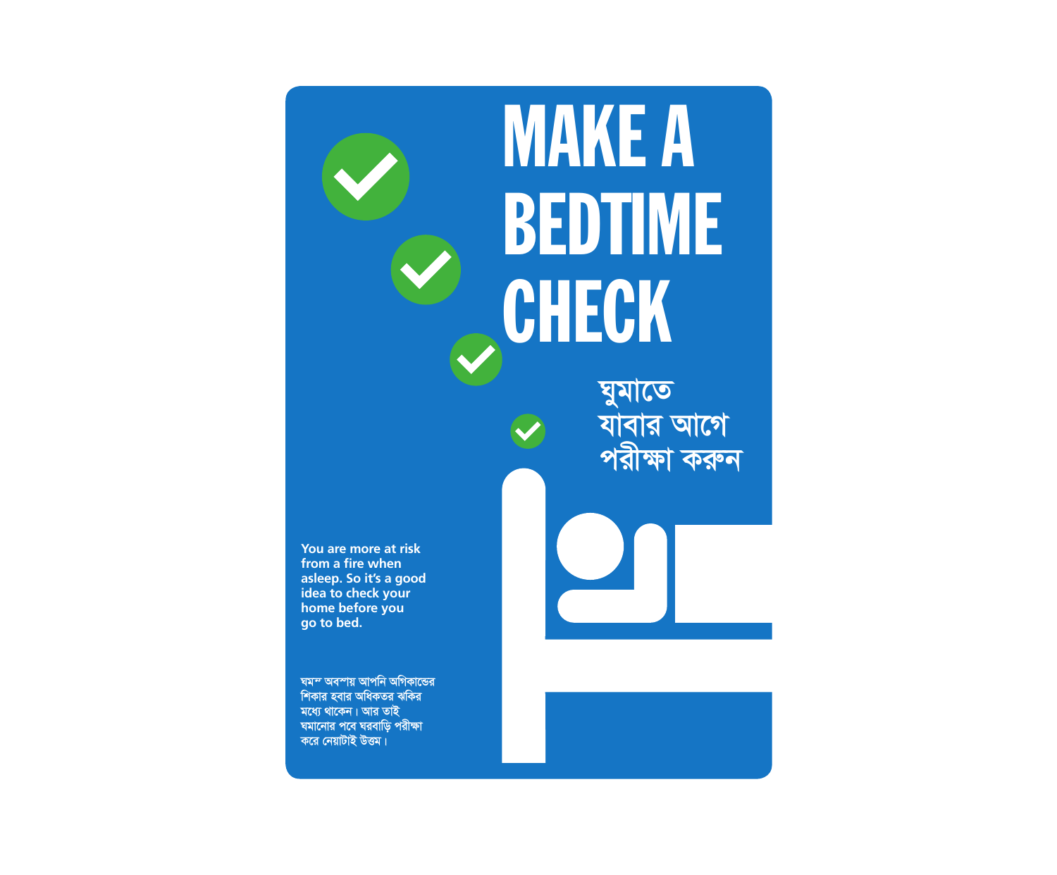# MAKE A BEDTIME CHECK

## ঘুমাতে যাবার আগে পরীক্ষা করুন

You are more at risk from a fire when asleep. So it's a good idea to check your home before you go to bed.

ঘমন্ত অবস্থায় আপনি অগ্নিকান্ডের শিকার হবার অধিকতর ঝকির মধ্যে থাকেন। আর তাই ঘমানোর পবে ঘরবাড়ি পরীক্ষা করে নেয়াটাই উত্তম।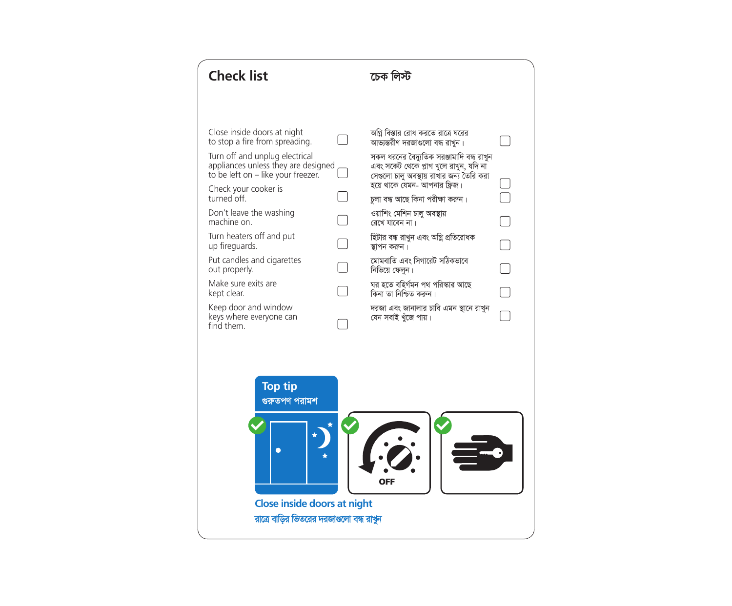## Check list

## চেক লিস্ট

| English | ☐ | বাংলা | ☐ |
| --- | --- | --- | --- |
| Close inside doors at night to stop a fire from spreading. | ☐ | অগ্নি বিস্তার রোধ করতে রাত্রে ঘরের আভ্যন্তরীণ দরজাগুলো বন্ধ রাখুন। | ☐ |
| Turn off and unplug electrical appliances unless they are designed to be left on – like your freezer. | ☐ | সকল ধরনের বৈদ্যুতিক সরঞ্জামাদি বন্ধ রাখুন এবং সকেট থেকে প্লাগ খুলে রাখুন, যদি না সেগুলো চালু অবস্থায় রাখার জন্য তৈরি করা হয়ে থাকে যেমন- আপনার ফ্রিজ। | ☐ |
| Check your cooker is turned off. | ☐ | চুলা বন্ধ আছে কিনা পরীক্ষা করুন। | ☐ |
| Don't leave the washing machine on. | ☐ | ওয়াশিং মেশিন চালু অবস্থায় রেখে যাবেন না। | ☐ |
| Turn heaters off and put up fireguards. | ☐ | হিটার বন্ধ রাখুন এবং অগ্নি প্রতিরোধক স্থাপন করুন। | ☐ |
| Put candles and cigarettes out properly. | ☐ | মোমবাতি এবং সিগারেট সঠিকভাবে নিভিয়ে ফেলুন। | ☐ |
| Make sure exits are kept clear. | ☐ | ঘর হতে বহির্গমন পথ পরিস্কার আছে কিনা তা নিশ্চিত করুন। | ☐ |
| Keep door and window keys where everyone can find them. | ☐ | দরজা এবং জানালার চাবি এমন স্থানে রাখুন যেন সবাই খুঁজে পায়। | ☐ |

**Top tip**
**গুরুতপূর্ণ পরামর্শ**

OFF

**Close inside doors at night**

**রাত্রে বাড়ির ভিতরের দরজাগুলো বন্ধ রাখুন**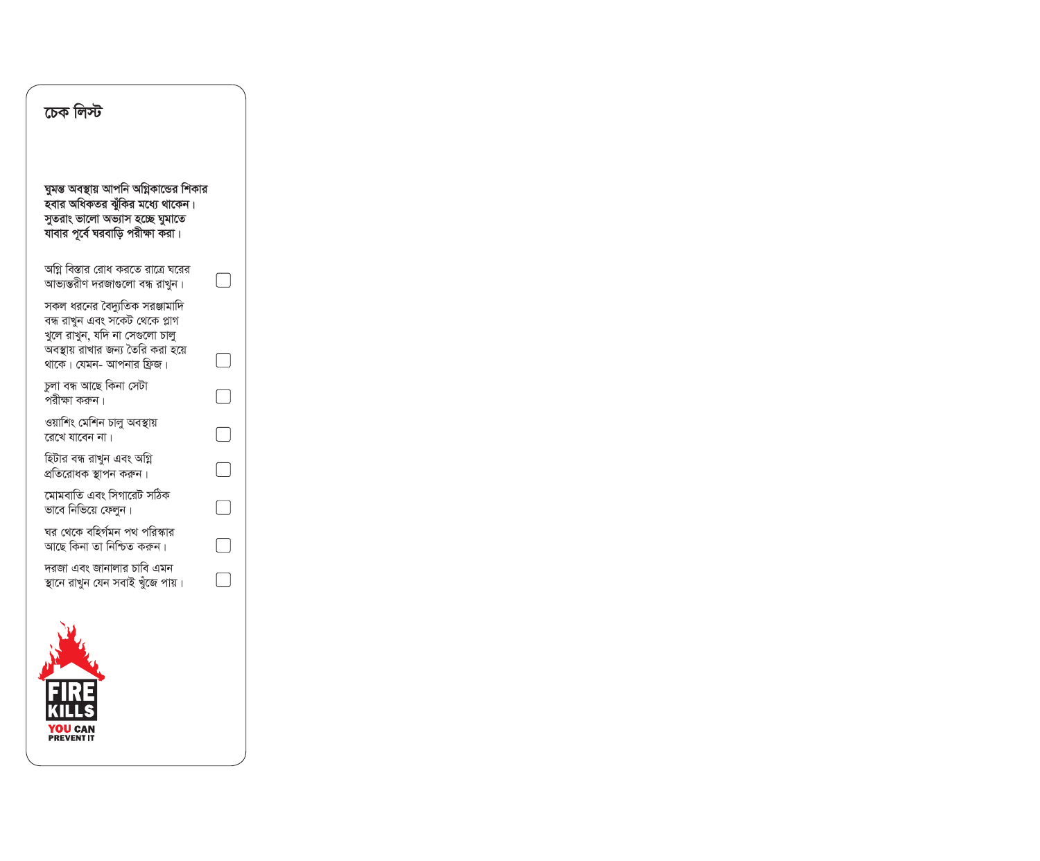## চেক লিস্ট

**ঘুমন্ত অবস্থায় আপনি অগ্নিকান্ডের শিকার হবার অধিকতর ঝুঁকির মধ্যে থাকেন। সুতরাং ভালো অভ্যাস হচ্ছে ঘুমাতে যাবার পুর্বে ঘরবাড়ি পরীক্ষা করা।**

- [ ] অগ্নি বিস্তার রোধ করতে রাত্রে ঘরের আভ্যন্তরীণ দরজাগুলো বন্ধ রাখুন।
- [ ] সকল ধরনের বৈদ্যুতিক সরঞ্জামাদি বন্ধ রাখুন এবং সকেট থেকে প্লাগ খুলে রাখুন, যদি না সেগুলো চালু অবস্থায় রাখার জন্য তৈরি করা হয়ে থাকে। যেমন- আপনার ফ্রিজ।
- [ ] চুলা বন্ধ আছে কিনা সেটা পরীক্ষা করুন।
- [ ] ওয়াশিং মেশিন চালু অবস্থায় রেখে যাবেন না।
- [ ] হিটার বন্ধ রাখুন এবং অগ্নি প্রতিরোধক স্থাপন করুন।
- [ ] মোমবাতি এবং সিগারেট সঠিক ভাবে নিভিয়ে ফেলুন।
- [ ] ঘর থেকে বহির্গমন পথ পরিস্কার আছে কিনা তা নিশ্চিত করুন।
- [ ] দরজা এবং জানালার চাবি এমন স্থানে রাখুন যেন সবাই খুঁজে পায়।

FIRE KILLS
YOU CAN PREVENT IT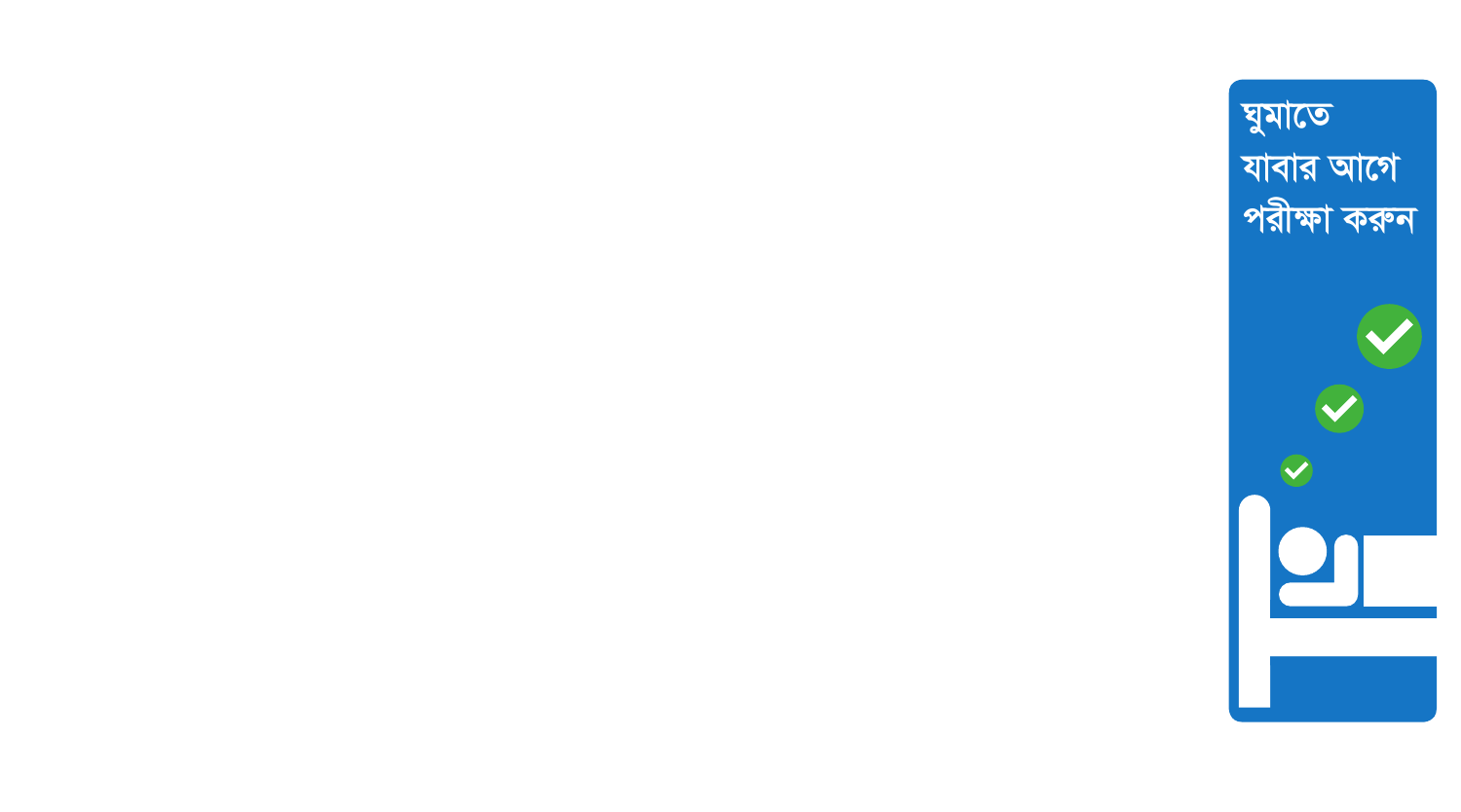ঘুমাতে
যাবার আগে
পরীক্ষা করুন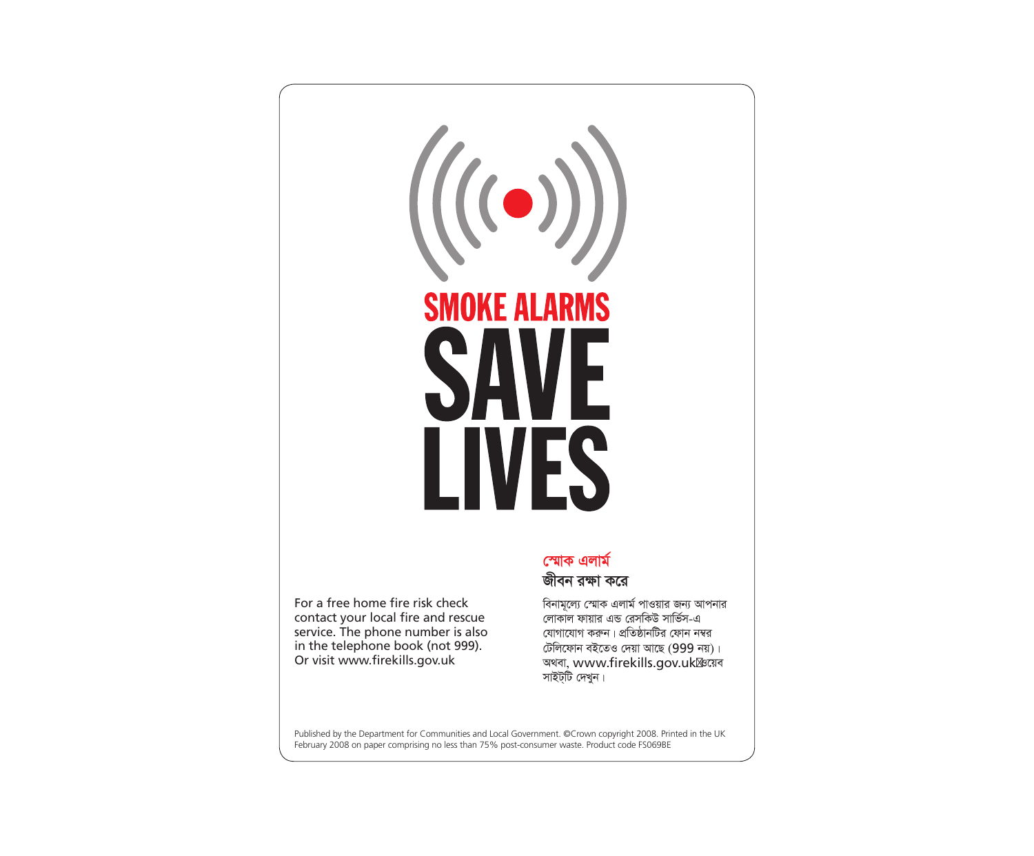# SMOKE ALARMS SAVE LIVES

For a free home fire risk check contact your local fire and rescue service. The phone number is also in the telephone book (not 999). Or visit www.firekills.gov.uk

## স্মোক এলার্ম জীবন রক্ষা করে

বিনামূল্যে স্মোক এলার্ম পাওয়ার জন্য আপনার লোকাল ফায়ার এন্ড রেসকিউ সার্ভিস-এ যোগাযোগ করুন। প্রতিষ্ঠানটির ফোন নম্বর টেলিফোন বইতেও দেয়া আছে (999 নয়)। অথবা, www.firekills.gov.uk ওয়েব সাইটটি দেখুন।

Published by the Department for Communities and Local Government. ©Crown copyright 2008. Printed in the UK February 2008 on paper comprising no less than 75% post-consumer waste. Product code FS069BE